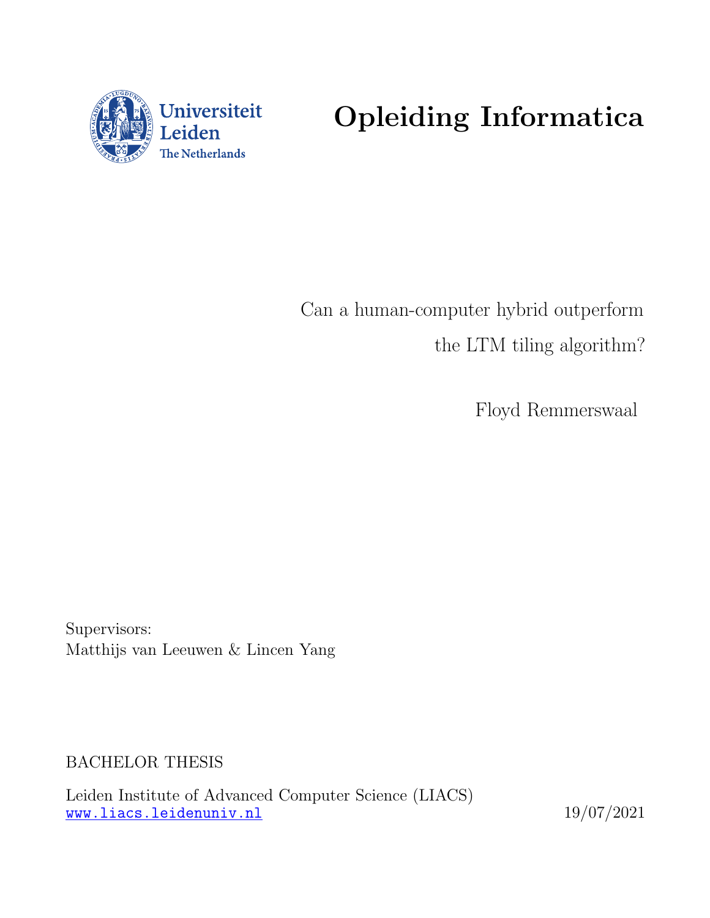Universiteit Leiden
The Netherlands

# Opleiding Informatica

Can a human-computer hybrid outperform
the LTM tiling algorithm?

Floyd Remmerswaal

Supervisors:
Matthijs van Leeuwen & Lincen Yang

BACHELOR THESIS

Leiden Institute of Advanced Computer Science (LIACS)
www.liacs.leidenuniv.nl

19/07/2021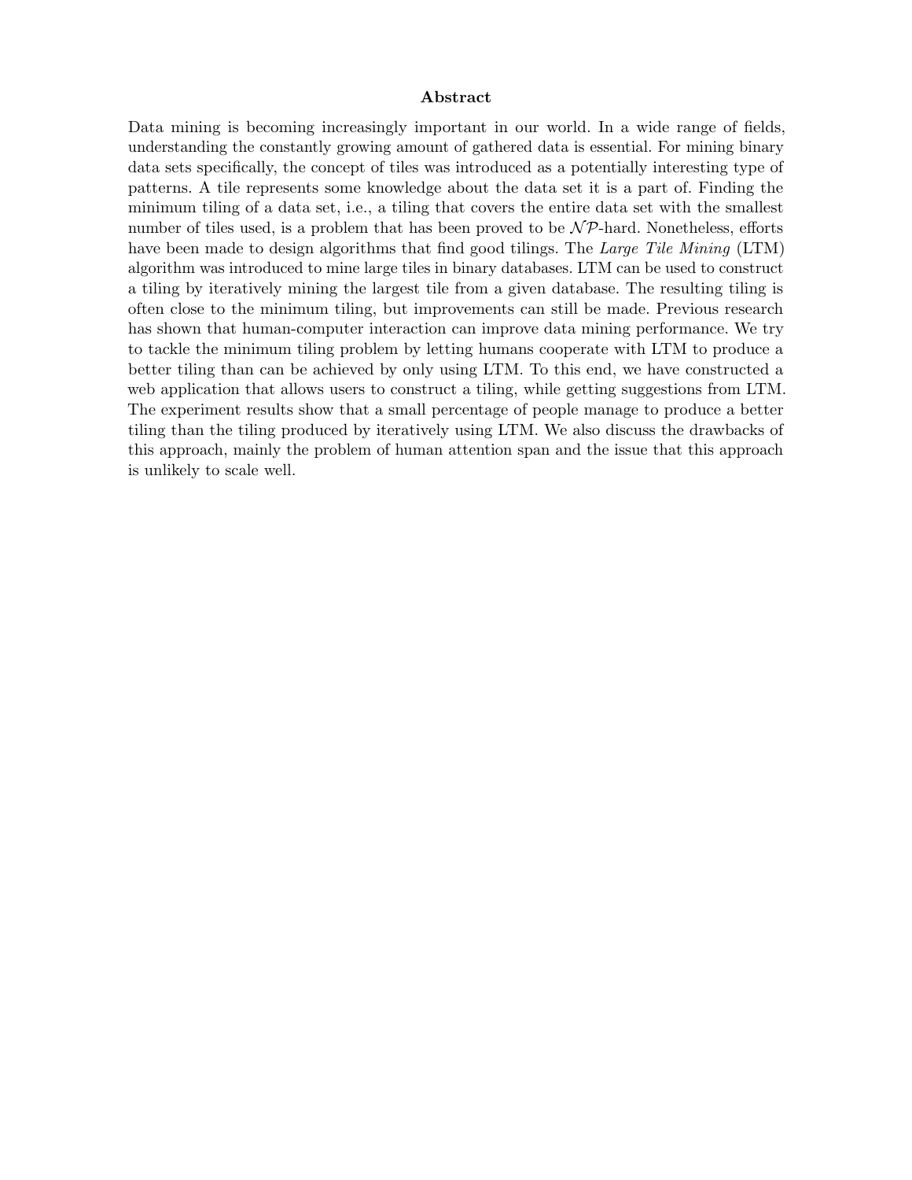## Abstract

Data mining is becoming increasingly important in our world. In a wide range of fields, understanding the constantly growing amount of gathered data is essential. For mining binary data sets specifically, the concept of tiles was introduced as a potentially interesting type of patterns. A tile represents some knowledge about the data set it is a part of. Finding the minimum tiling of a data set, i.e., a tiling that covers the entire data set with the smallest number of tiles used, is a problem that has been proved to be $\mathcal{NP}$-hard. Nonetheless, efforts have been made to design algorithms that find good tilings. The *Large Tile Mining* (LTM) algorithm was introduced to mine large tiles in binary databases. LTM can be used to construct a tiling by iteratively mining the largest tile from a given database. The resulting tiling is often close to the minimum tiling, but improvements can still be made. Previous research has shown that human-computer interaction can improve data mining performance. We try to tackle the minimum tiling problem by letting humans cooperate with LTM to produce a better tiling than can be achieved by only using LTM. To this end, we have constructed a web application that allows users to construct a tiling, while getting suggestions from LTM. The experiment results show that a small percentage of people manage to produce a better tiling than the tiling produced by iteratively using LTM. We also discuss the drawbacks of this approach, mainly the problem of human attention span and the issue that this approach is unlikely to scale well.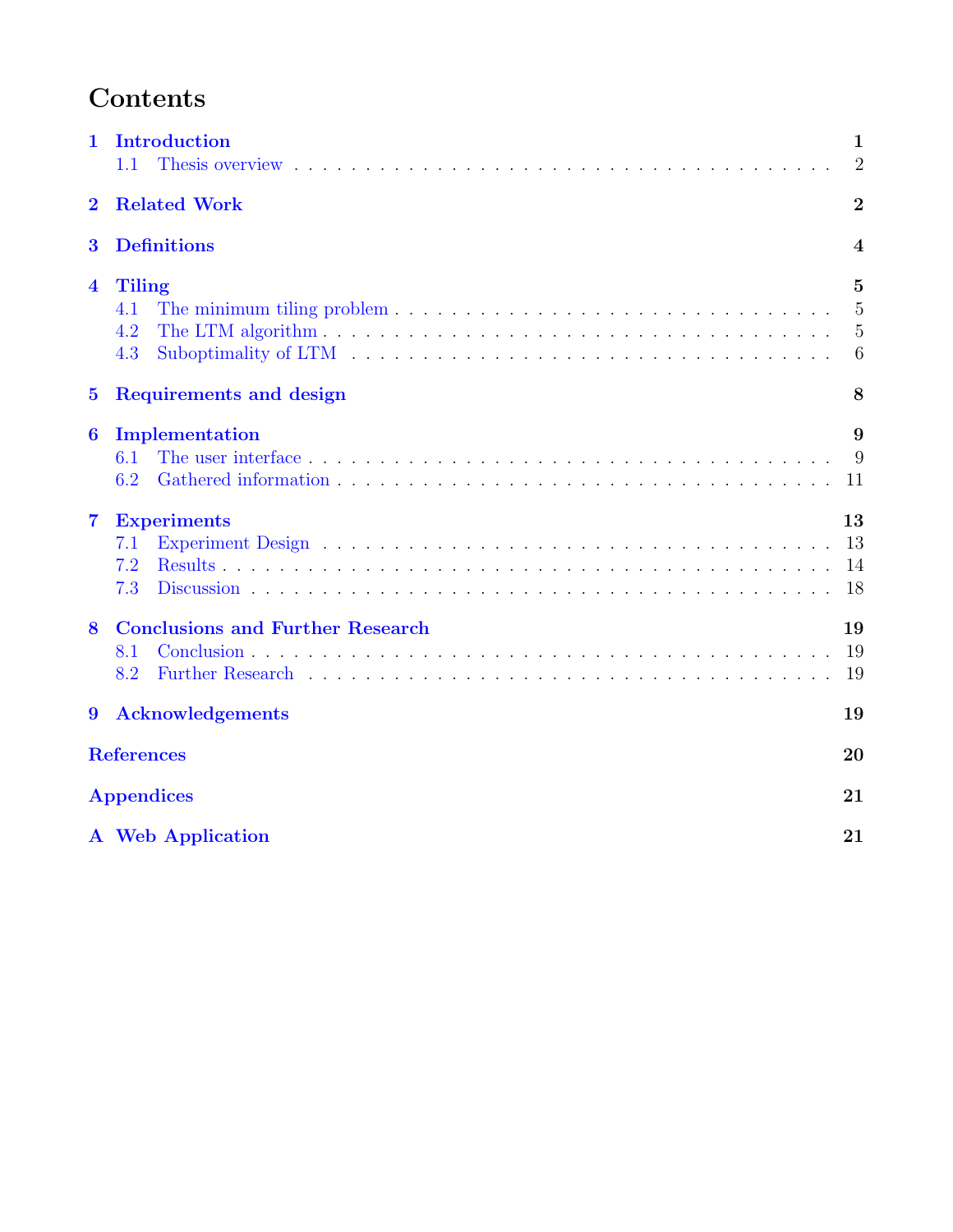# Contents

| | | |
|---|---|---|
| **1** | **Introduction** | **1** |
| 1.1 | Thesis overview | 2 |
| **2** | **Related Work** | **2** |
| **3** | **Definitions** | **4** |
| **4** | **Tiling** | **5** |
| 4.1 | The minimum tiling problem | 5 |
| 4.2 | The LTM algorithm | 5 |
| 4.3 | Suboptimality of LTM | 6 |
| **5** | **Requirements and design** | **8** |
| **6** | **Implementation** | **9** |
| 6.1 | The user interface | 9 |
| 6.2 | Gathered information | 11 |
| **7** | **Experiments** | **13** |
| 7.1 | Experiment Design | 13 |
| 7.2 | Results | 14 |
| 7.3 | Discussion | 18 |
| **8** | **Conclusions and Further Research** | **19** |
| 8.1 | Conclusion | 19 |
| 8.2 | Further Research | 19 |
| **9** | **Acknowledgements** | **19** |
| | **References** | **20** |
| | **Appendices** | **21** |
| **A** | **Web Application** | **21** |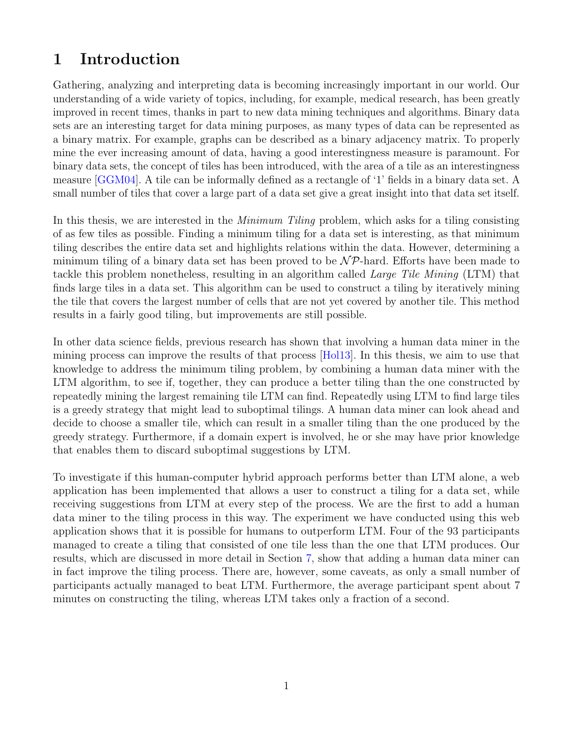# 1 Introduction

Gathering, analyzing and interpreting data is becoming increasingly important in our world. Our understanding of a wide variety of topics, including, for example, medical research, has been greatly improved in recent times, thanks in part to new data mining techniques and algorithms. Binary data sets are an interesting target for data mining purposes, as many types of data can be represented as a binary matrix. For example, graphs can be described as a binary adjacency matrix. To properly mine the ever increasing amount of data, having a good interestingness measure is paramount. For binary data sets, the concept of tiles has been introduced, with the area of a tile as an interestingness measure [GGM04]. A tile can be informally defined as a rectangle of '1' fields in a binary data set. A small number of tiles that cover a large part of a data set give a great insight into that data set itself.

In this thesis, we are interested in the *Minimum Tiling* problem, which asks for a tiling consisting of as few tiles as possible. Finding a minimum tiling for a data set is interesting, as that minimum tiling describes the entire data set and highlights relations within the data. However, determining a minimum tiling of a binary data set has been proved to be $\mathcal{NP}$-hard. Efforts have been made to tackle this problem nonetheless, resulting in an algorithm called *Large Tile Mining* (LTM) that finds large tiles in a data set. This algorithm can be used to construct a tiling by iteratively mining the tile that covers the largest number of cells that are not yet covered by another tile. This method results in a fairly good tiling, but improvements are still possible.

In other data science fields, previous research has shown that involving a human data miner in the mining process can improve the results of that process [Hol13]. In this thesis, we aim to use that knowledge to address the minimum tiling problem, by combining a human data miner with the LTM algorithm, to see if, together, they can produce a better tiling than the one constructed by repeatedly mining the largest remaining tile LTM can find. Repeatedly using LTM to find large tiles is a greedy strategy that might lead to suboptimal tilings. A human data miner can look ahead and decide to choose a smaller tile, which can result in a smaller tiling than the one produced by the greedy strategy. Furthermore, if a domain expert is involved, he or she may have prior knowledge that enables them to discard suboptimal suggestions by LTM.

To investigate if this human-computer hybrid approach performs better than LTM alone, a web application has been implemented that allows a user to construct a tiling for a data set, while receiving suggestions from LTM at every step of the process. We are the first to add a human data miner to the tiling process in this way. The experiment we have conducted using this web application shows that it is possible for humans to outperform LTM. Four of the 93 participants managed to create a tiling that consisted of one tile less than the one that LTM produces. Our results, which are discussed in more detail in Section 7, show that adding a human data miner can in fact improve the tiling process. There are, however, some caveats, as only a small number of participants actually managed to beat LTM. Furthermore, the average participant spent about 7 minutes on constructing the tiling, whereas LTM takes only a fraction of a second.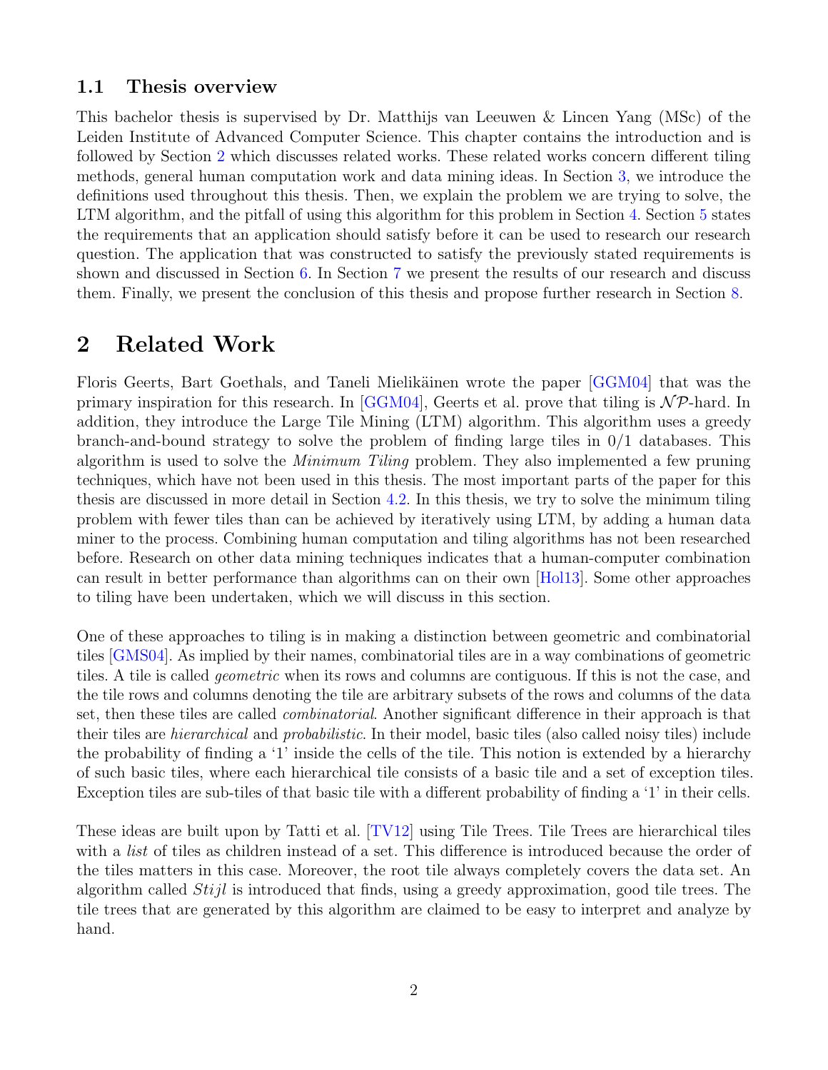### 1.1 Thesis overview

This bachelor thesis is supervised by Dr. Matthijs van Leeuwen & Lincen Yang (MSc) of the Leiden Institute of Advanced Computer Science. This chapter contains the introduction and is followed by Section 2 which discusses related works. These related works concern different tiling methods, general human computation work and data mining ideas. In Section 3, we introduce the definitions used throughout this thesis. Then, we explain the problem we are trying to solve, the LTM algorithm, and the pitfall of using this algorithm for this problem in Section 4. Section 5 states the requirements that an application should satisfy before it can be used to research our research question. The application that was constructed to satisfy the previously stated requirements is shown and discussed in Section 6. In Section 7 we present the results of our research and discuss them. Finally, we present the conclusion of this thesis and propose further research in Section 8.

# 2 Related Work

Floris Geerts, Bart Goethals, and Taneli Mielikäinen wrote the paper [GGM04] that was the primary inspiration for this research. In [GGM04], Geerts et al. prove that tiling is $\mathcal{NP}$-hard. In addition, they introduce the Large Tile Mining (LTM) algorithm. This algorithm uses a greedy branch-and-bound strategy to solve the problem of finding large tiles in 0/1 databases. This algorithm is used to solve the *Minimum Tiling* problem. They also implemented a few pruning techniques, which have not been used in this thesis. The most important parts of the paper for this thesis are discussed in more detail in Section 4.2. In this thesis, we try to solve the minimum tiling problem with fewer tiles than can be achieved by iteratively using LTM, by adding a human data miner to the process. Combining human computation and tiling algorithms has not been researched before. Research on other data mining techniques indicates that a human-computer combination can result in better performance than algorithms can on their own [Hol13]. Some other approaches to tiling have been undertaken, which we will discuss in this section.

One of these approaches to tiling is in making a distinction between geometric and combinatorial tiles [GMS04]. As implied by their names, combinatorial tiles are in a way combinations of geometric tiles. A tile is called *geometric* when its rows and columns are contiguous. If this is not the case, and the tile rows and columns denoting the tile are arbitrary subsets of the rows and columns of the data set, then these tiles are called *combinatorial*. Another significant difference in their approach is that their tiles are *hierarchical* and *probabilistic*. In their model, basic tiles (also called noisy tiles) include the probability of finding a '1' inside the cells of the tile. This notion is extended by a hierarchy of such basic tiles, where each hierarchical tile consists of a basic tile and a set of exception tiles. Exception tiles are sub-tiles of that basic tile with a different probability of finding a '1' in their cells.

These ideas are built upon by Tatti et al. [TV12] using Tile Trees. Tile Trees are hierarchical tiles with a *list* of tiles as children instead of a set. This difference is introduced because the order of the tiles matters in this case. Moreover, the root tile always completely covers the data set. An algorithm called *Stijl* is introduced that finds, using a greedy approximation, good tile trees. The tile trees that are generated by this algorithm are claimed to be easy to interpret and analyze by hand.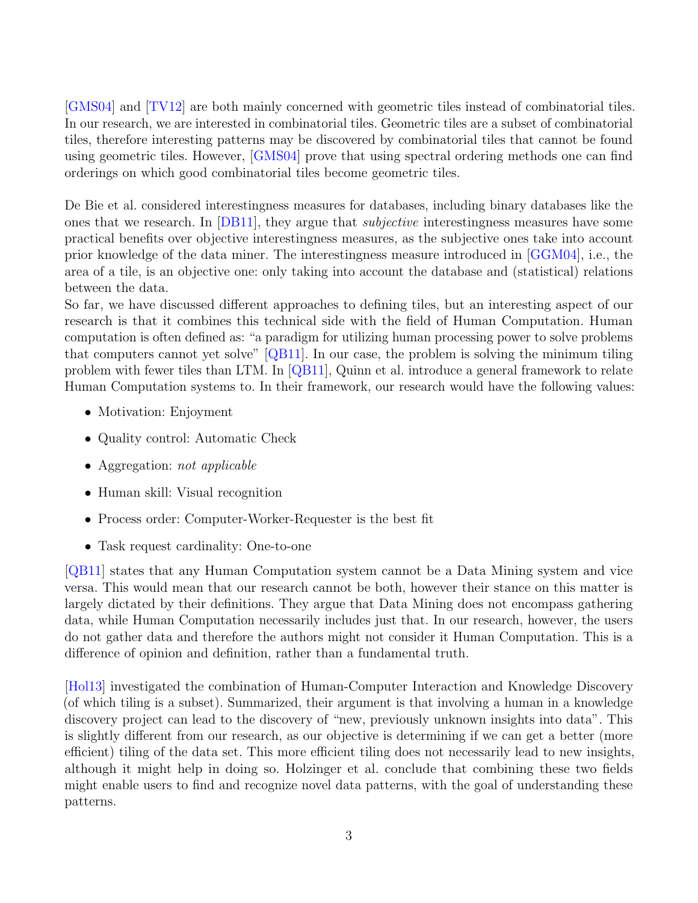[GMS04] and [TV12] are both mainly concerned with geometric tiles instead of combinatorial tiles. In our research, we are interested in combinatorial tiles. Geometric tiles are a subset of combinatorial tiles, therefore interesting patterns may be discovered by combinatorial tiles that cannot be found using geometric tiles. However, [GMS04] prove that using spectral ordering methods one can find orderings on which good combinatorial tiles become geometric tiles.

De Bie et al. considered interestingness measures for databases, including binary databases like the ones that we research. In [DB11], they argue that *subjective* interestingness measures have some practical benefits over objective interestingness measures, as the subjective ones take into account prior knowledge of the data miner. The interestingness measure introduced in [GGM04], i.e., the area of a tile, is an objective one: only taking into account the database and (statistical) relations between the data.
So far, we have discussed different approaches to defining tiles, but an interesting aspect of our research is that it combines this technical side with the field of Human Computation. Human computation is often defined as: "a paradigm for utilizing human processing power to solve problems that computers cannot yet solve" [QB11]. In our case, the problem is solving the minimum tiling problem with fewer tiles than LTM. In [QB11], Quinn et al. introduce a general framework to relate Human Computation systems to. In their framework, our research would have the following values:

- Motivation: Enjoyment
- Quality control: Automatic Check
- Aggregation: *not applicable*
- Human skill: Visual recognition
- Process order: Computer-Worker-Requester is the best fit
- Task request cardinality: One-to-one

[QB11] states that any Human Computation system cannot be a Data Mining system and vice versa. This would mean that our research cannot be both, however their stance on this matter is largely dictated by their definitions. They argue that Data Mining does not encompass gathering data, while Human Computation necessarily includes just that. In our research, however, the users do not gather data and therefore the authors might not consider it Human Computation. This is a difference of opinion and definition, rather than a fundamental truth.

[Hol13] investigated the combination of Human-Computer Interaction and Knowledge Discovery (of which tiling is a subset). Summarized, their argument is that involving a human in a knowledge discovery project can lead to the discovery of "new, previously unknown insights into data". This is slightly different from our research, as our objective is determining if we can get a better (more efficient) tiling of the data set. This more efficient tiling does not necessarily lead to new insights, although it might help in doing so. Holzinger et al. conclude that combining these two fields might enable users to find and recognize novel data patterns, with the goal of understanding these patterns.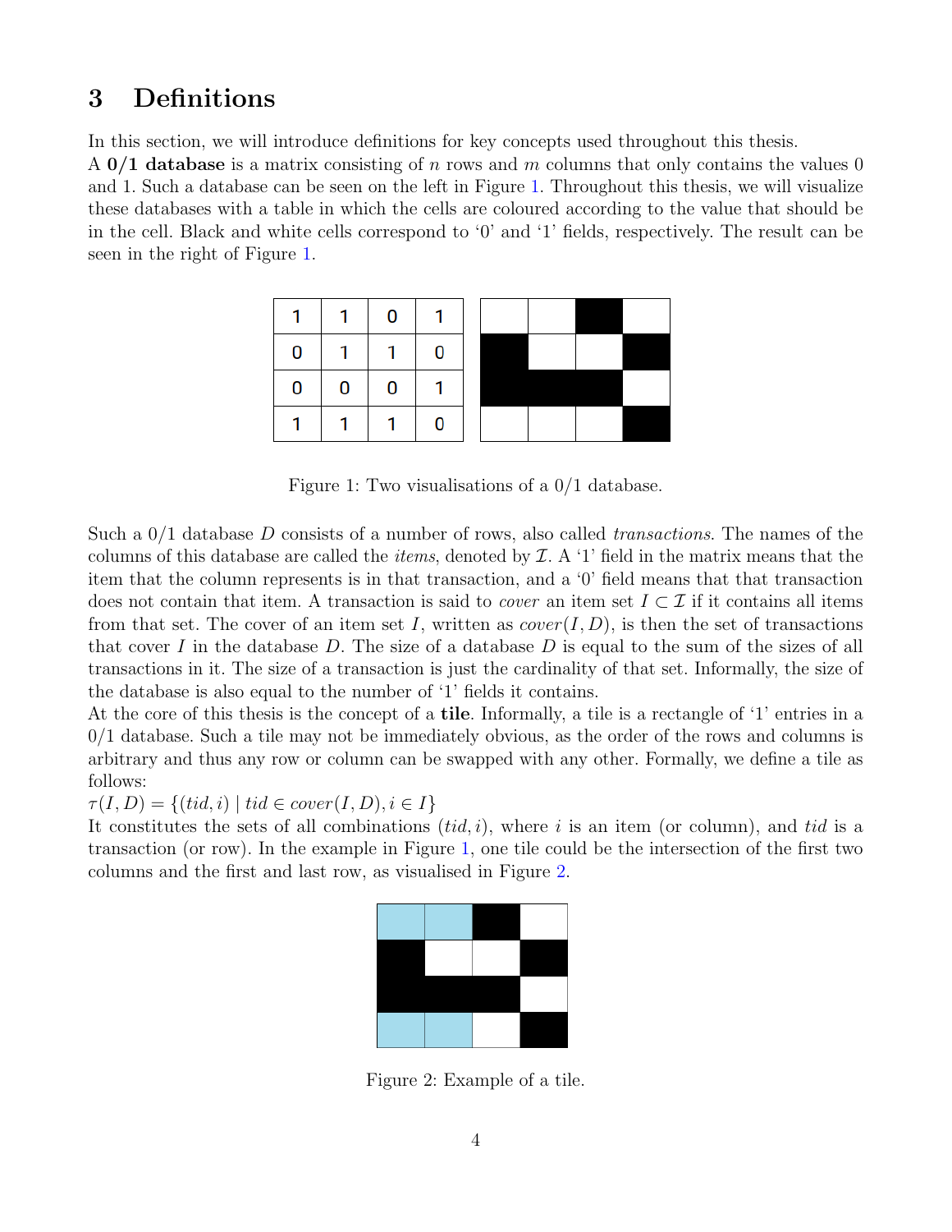## 3 Definitions

In this section, we will introduce definitions for key concepts used throughout this thesis.
A **0/1 database** is a matrix consisting of $n$ rows and $m$ columns that only contains the values 0 and 1. Such a database can be seen on the left in Figure 1. Throughout this thesis, we will visualize these databases with a table in which the cells are coloured according to the value that should be in the cell. Black and white cells correspond to '0' and '1' fields, respectively. The result can be seen in the right of Figure 1.

| 1 | 1 | 0 | 1 |
|---|---|---|---|
| 0 | 1 | 1 | 0 |
| 0 | 0 | 0 | 1 |
| 1 | 1 | 1 | 0 |

Figure 1: Two visualisations of a 0/1 database.

Such a 0/1 database $D$ consists of a number of rows, also called *transactions*. The names of the columns of this database are called the *items*, denoted by $\mathcal{I}$. A '1' field in the matrix means that the item that the column represents is in that transaction, and a '0' field means that that transaction does not contain that item. A transaction is said to *cover* an item set $I \subset \mathcal{I}$ if it contains all items from that set. The cover of an item set $I$, written as $cover(I, D)$, is then the set of transactions that cover $I$ in the database $D$. The size of a database $D$ is equal to the sum of the sizes of all transactions in it. The size of a transaction is just the cardinality of that set. Informally, the size of the database is also equal to the number of '1' fields it contains.
At the core of this thesis is the concept of a **tile**. Informally, a tile is a rectangle of '1' entries in a 0/1 database. Such a tile may not be immediately obvious, as the order of the rows and columns is arbitrary and thus any row or column can be swapped with any other. Formally, we define a tile as follows:
$\tau(I, D) = \{(tid, i) \mid tid \in cover(I, D), i \in I\}$
It constitutes the sets of all combinations $(tid, i)$, where $i$ is an item (or column), and $tid$ is a transaction (or row). In the example in Figure 1, one tile could be the intersection of the first two columns and the first and last row, as visualised in Figure 2.

Figure 2: Example of a tile.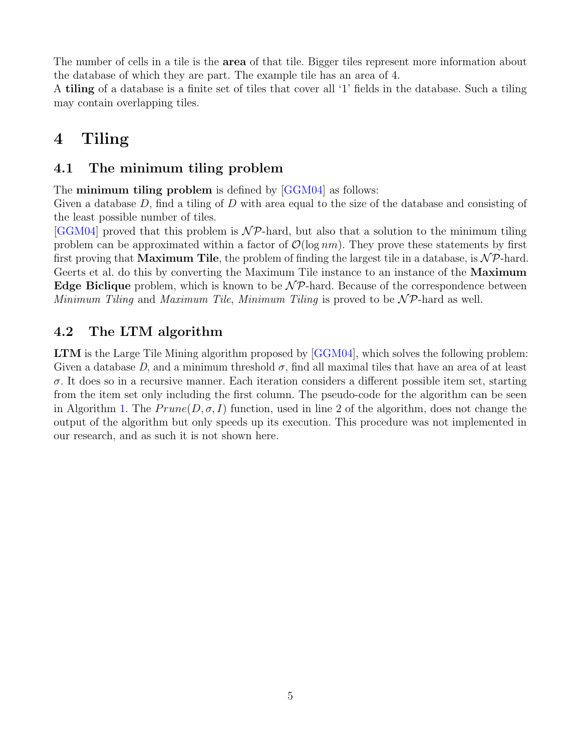The number of cells in a tile is the **area** of that tile. Bigger tiles represent more information about the database of which they are part. The example tile has an area of 4.
A **tiling** of a database is a finite set of tiles that cover all '1' fields in the database. Such a tiling may contain overlapping tiles.

# 4 Tiling

## 4.1 The minimum tiling problem

The **minimum tiling problem** is defined by [GGM04] as follows:
Given a database $D$, find a tiling of $D$ with area equal to the size of the database and consisting of the least possible number of tiles.
[GGM04] proved that this problem is $\mathcal{NP}$-hard, but also that a solution to the minimum tiling problem can be approximated within a factor of $\mathcal{O}(\log nm)$. They prove these statements by first first proving that **Maximum Tile**, the problem of finding the largest tile in a database, is $\mathcal{NP}$-hard. Geerts et al. do this by converting the Maximum Tile instance to an instance of the **Maximum Edge Biclique** problem, which is known to be $\mathcal{NP}$-hard. Because of the correspondence between *Minimum Tiling* and *Maximum Tile*, *Minimum Tiling* is proved to be $\mathcal{NP}$-hard as well.

## 4.2 The LTM algorithm

**LTM** is the Large Tile Mining algorithm proposed by [GGM04], which solves the following problem: Given a database $D$, and a minimum threshold $\sigma$, find all maximal tiles that have an area of at least $\sigma$. It does so in a recursive manner. Each iteration considers a different possible item set, starting from the item set only including the first column. The pseudo-code for the algorithm can be seen in Algorithm 1. The $Prune(D, \sigma, I)$ function, used in line 2 of the algorithm, does not change the output of the algorithm but only speeds up its execution. This procedure was not implemented in our research, and as such it is not shown here.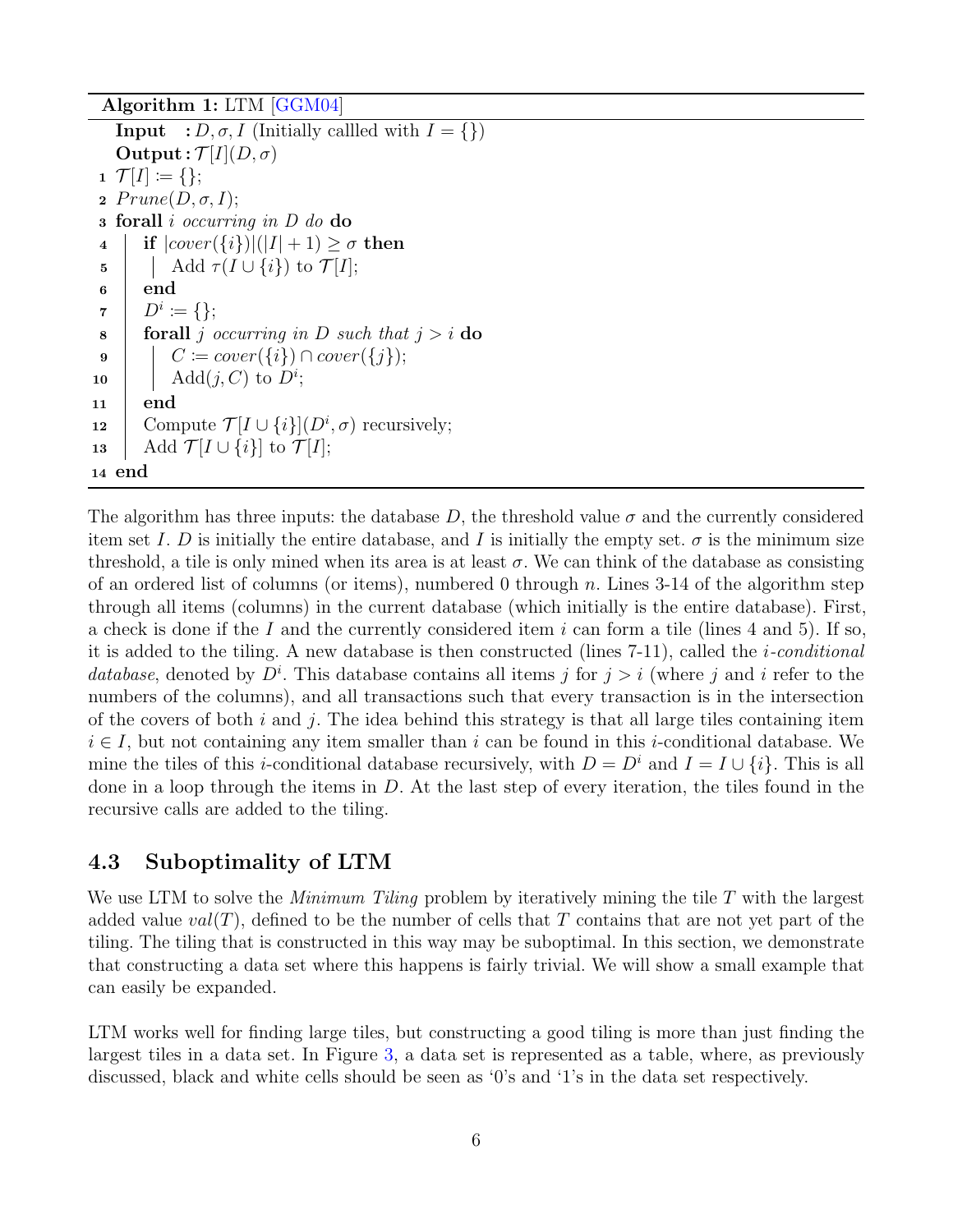**Algorithm 1:** LTM [GGM04]

```
   Input  : D, σ, I (Initially callled with I = {})
   Output : T[I](D, σ)
 1 T[I] := {};
 2 Prune(D, σ, I);
 3 forall i occurring in D do do
 4    if |cover({i})|(|I| + 1) ≥ σ then
 5       Add τ(I ∪ {i}) to T[I];
 6    end
 7    D^i := {};
 8    forall j occurring in D such that j > i do
 9       C := cover({i}) ∩ cover({j});
10       Add(j, C) to D^i;
11    end
12    Compute T[I ∪ {i}](D^i, σ) recursively;
13    Add T[I ∪ {i}] to T[I];
14 end
```

The algorithm has three inputs: the database $D$, the threshold value $\sigma$ and the currently considered item set $I$. $D$ is initially the entire database, and $I$ is initially the empty set. $\sigma$ is the minimum size threshold, a tile is only mined when its area is at least $\sigma$. We can think of the database as consisting of an ordered list of columns (or items), numbered 0 through $n$. Lines 3-14 of the algorithm step through all items (columns) in the current database (which initially is the entire database). First, a check is done if the $I$ and the currently considered item $i$ can form a tile (lines 4 and 5). If so, it is added to the tiling. A new database is then constructed (lines 7-11), called the *i-conditional database*, denoted by $D^i$. This database contains all items $j$ for $j > i$ (where $j$ and $i$ refer to the numbers of the columns), and all transactions such that every transaction is in the intersection of the covers of both $i$ and $j$. The idea behind this strategy is that all large tiles containing item $i \in I$, but not containing any item smaller than $i$ can be found in this $i$-conditional database. We mine the tiles of this $i$-conditional database recursively, with $D = D^i$ and $I = I \cup \{i\}$. This is all done in a loop through the items in $D$. At the last step of every iteration, the tiles found in the recursive calls are added to the tiling.

## 4.3 Suboptimality of LTM

We use LTM to solve the *Minimum Tiling* problem by iteratively mining the tile $T$ with the largest added value $val(T)$, defined to be the number of cells that $T$ contains that are not yet part of the tiling. The tiling that is constructed in this way may be suboptimal. In this section, we demonstrate that constructing a data set where this happens is fairly trivial. We will show a small example that can easily be expanded.

LTM works well for finding large tiles, but constructing a good tiling is more than just finding the largest tiles in a data set. In Figure 3, a data set is represented as a table, where, as previously discussed, black and white cells should be seen as '0's and '1's in the data set respectively.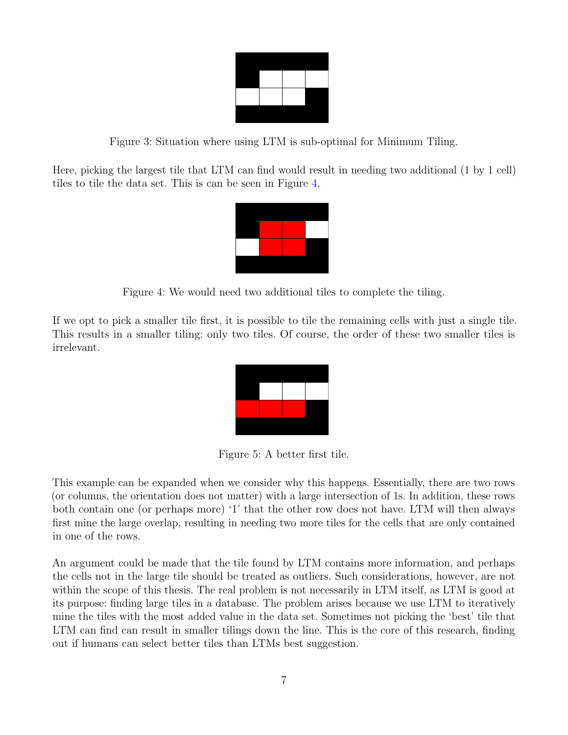Figure 3: Situation where using LTM is sub-optimal for Minimum Tiling.

Here, picking the largest tile that LTM can find would result in needing two additional (1 by 1 cell) tiles to tile the data set. This is can be seen in Figure 4.

Figure 4: We would need two additional tiles to complete the tiling.

If we opt to pick a smaller tile first, it is possible to tile the remaining cells with just a single tile. This results in a smaller tiling: only two tiles. Of course, the order of these two smaller tiles is irrelevant.

Figure 5: A better first tile.

This example can be expanded when we consider why this happens. Essentially, there are two rows (or columns, the orientation does not matter) with a large intersection of 1s. In addition, these rows both contain one (or perhaps more) '1' that the other row does not have. LTM will then always first mine the large overlap, resulting in needing two more tiles for the cells that are only contained in one of the rows.

An argument could be made that the tile found by LTM contains more information, and perhaps the cells not in the large tile should be treated as outliers. Such considerations, however, are not within the scope of this thesis. The real problem is not necessarily in LTM itself, as LTM is good at its purpose: finding large tiles in a database. The problem arises because we use LTM to iteratively mine the tiles with the most added value in the data set. Sometimes not picking the 'best' tile that LTM can find can result in smaller tilings down the line. This is the core of this research, finding out if humans can select better tiles than LTMs best suggestion.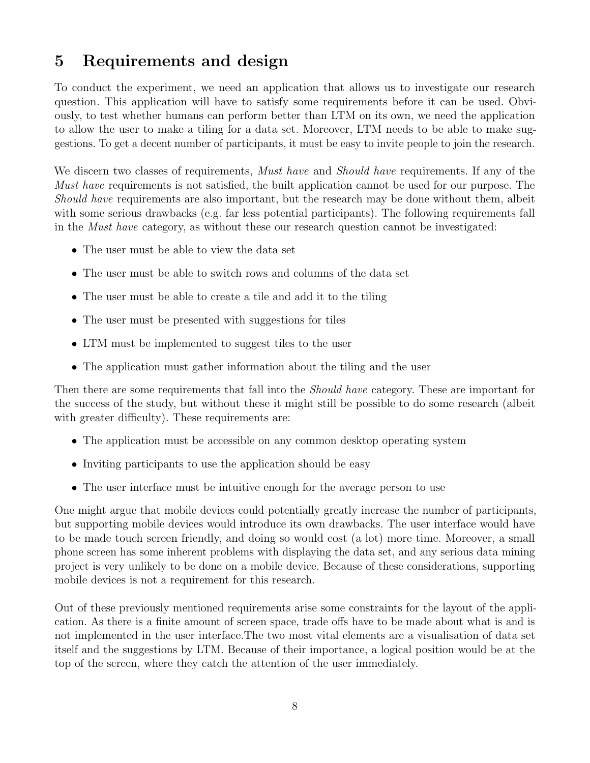# 5 Requirements and design

To conduct the experiment, we need an application that allows us to investigate our research question. This application will have to satisfy some requirements before it can be used. Obviously, to test whether humans can perform better than LTM on its own, we need the application to allow the user to make a tiling for a data set. Moreover, LTM needs to be able to make suggestions. To get a decent number of participants, it must be easy to invite people to join the research.

We discern two classes of requirements, *Must have* and *Should have* requirements. If any of the *Must have* requirements is not satisfied, the built application cannot be used for our purpose. The *Should have* requirements are also important, but the research may be done without them, albeit with some serious drawbacks (e.g. far less potential participants). The following requirements fall in the *Must have* category, as without these our research question cannot be investigated:

- The user must be able to view the data set
- The user must be able to switch rows and columns of the data set
- The user must be able to create a tile and add it to the tiling
- The user must be presented with suggestions for tiles
- LTM must be implemented to suggest tiles to the user
- The application must gather information about the tiling and the user

Then there are some requirements that fall into the *Should have* category. These are important for the success of the study, but without these it might still be possible to do some research (albeit with greater difficulty). These requirements are:

- The application must be accessible on any common desktop operating system
- Inviting participants to use the application should be easy
- The user interface must be intuitive enough for the average person to use

One might argue that mobile devices could potentially greatly increase the number of participants, but supporting mobile devices would introduce its own drawbacks. The user interface would have to be made touch screen friendly, and doing so would cost (a lot) more time. Moreover, a small phone screen has some inherent problems with displaying the data set, and any serious data mining project is very unlikely to be done on a mobile device. Because of these considerations, supporting mobile devices is not a requirement for this research.

Out of these previously mentioned requirements arise some constraints for the layout of the application. As there is a finite amount of screen space, trade offs have to be made about what is and is not implemented in the user interface.The two most vital elements are a visualisation of data set itself and the suggestions by LTM. Because of their importance, a logical position would be at the top of the screen, where they catch the attention of the user immediately.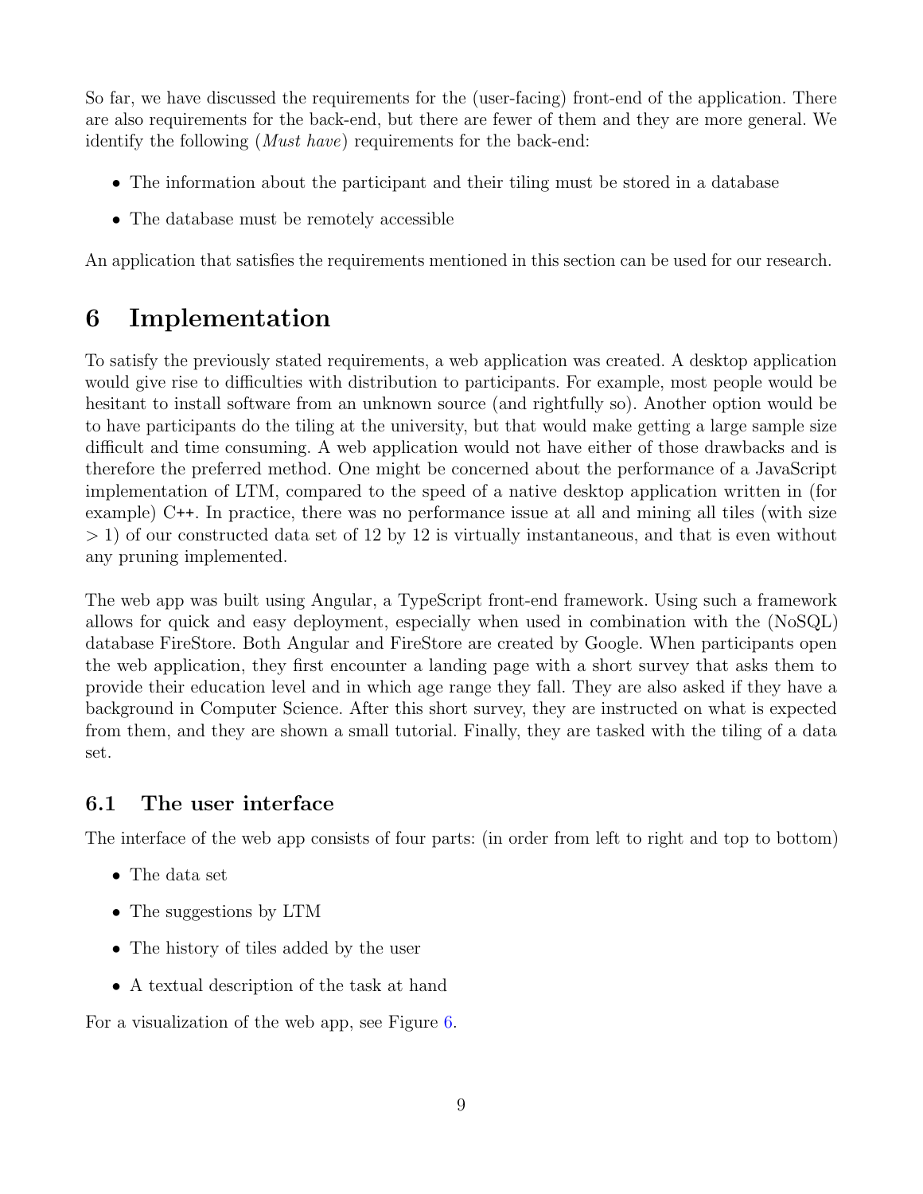So far, we have discussed the requirements for the (user-facing) front-end of the application. There are also requirements for the back-end, but there are fewer of them and they are more general. We identify the following (*Must have*) requirements for the back-end:

- The information about the participant and their tiling must be stored in a database
- The database must be remotely accessible

An application that satisfies the requirements mentioned in this section can be used for our research.

# 6 Implementation

To satisfy the previously stated requirements, a web application was created. A desktop application would give rise to difficulties with distribution to participants. For example, most people would be hesitant to install software from an unknown source (and rightfully so). Another option would be to have participants do the tiling at the university, but that would make getting a large sample size difficult and time consuming. A web application would not have either of those drawbacks and is therefore the preferred method. One might be concerned about the performance of a JavaScript implementation of LTM, compared to the speed of a native desktop application written in (for example) C++. In practice, there was no performance issue at all and mining all tiles (with size $> 1$) of our constructed data set of 12 by 12 is virtually instantaneous, and that is even without any pruning implemented.

The web app was built using Angular, a TypeScript front-end framework. Using such a framework allows for quick and easy deployment, especially when used in combination with the (NoSQL) database FireStore. Both Angular and FireStore are created by Google. When participants open the web application, they first encounter a landing page with a short survey that asks them to provide their education level and in which age range they fall. They are also asked if they have a background in Computer Science. After this short survey, they are instructed on what is expected from them, and they are shown a small tutorial. Finally, they are tasked with the tiling of a data set.

## 6.1 The user interface

The interface of the web app consists of four parts: (in order from left to right and top to bottom)

- The data set
- The suggestions by LTM
- The history of tiles added by the user
- A textual description of the task at hand

For a visualization of the web app, see Figure 6.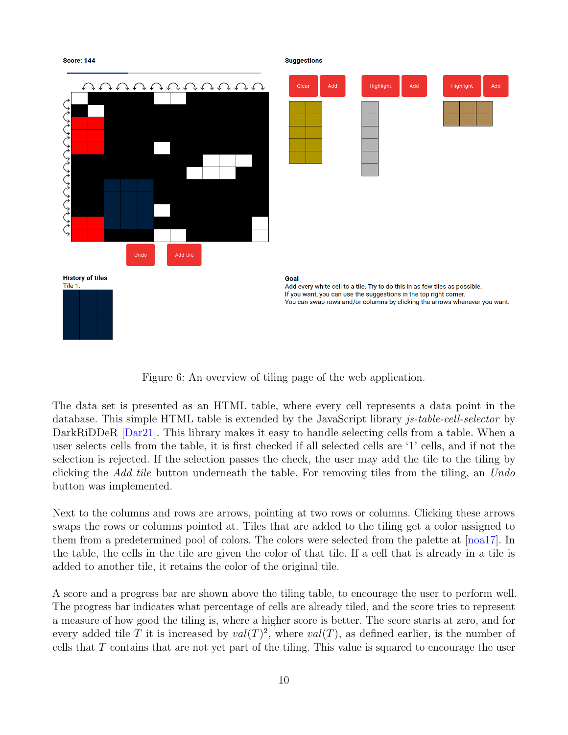Score: 144

Suggestions

Clear Add Highlight Add Highlight Add

Undo Add tile

**History of tiles**

Tile 1:

**Goal**

Add every white cell to a tile. Try to do this in as few tiles as possible.
If you want, you can use the suggestions in the top right corner.
You can swap rows and/or columns by clicking the arrows whenever you want.

Figure 6: An overview of tiling page of the web application.

The data set is presented as an HTML table, where every cell represents a data point in the database. This simple HTML table is extended by the JavaScript library *js-table-cell-selector* by DarkRiDDeR [Dar21]. This library makes it easy to handle selecting cells from a table. When a user selects cells from the table, it is first checked if all selected cells are '1' cells, and if not the selection is rejected. If the selection passes the check, the user may add the tile to the tiling by clicking the *Add tile* button underneath the table. For removing tiles from the tiling, an *Undo* button was implemented.

Next to the columns and rows are arrows, pointing at two rows or columns. Clicking these arrows swaps the rows or columns pointed at. Tiles that are added to the tiling get a color assigned to them from a predetermined pool of colors. The colors were selected from the palette at [noa17]. In the table, the cells in the tile are given the color of that tile. If a cell that is already in a tile is added to another tile, it retains the color of the original tile.

A score and a progress bar are shown above the tiling table, to encourage the user to perform well. The progress bar indicates what percentage of cells are already tiled, and the score tries to represent a measure of how good the tiling is, where a higher score is better. The score starts at zero, and for every added tile $T$ it is increased by $val(T)^2$, where $val(T)$, as defined earlier, is the number of cells that $T$ contains that are not yet part of the tiling. This value is squared to encourage the user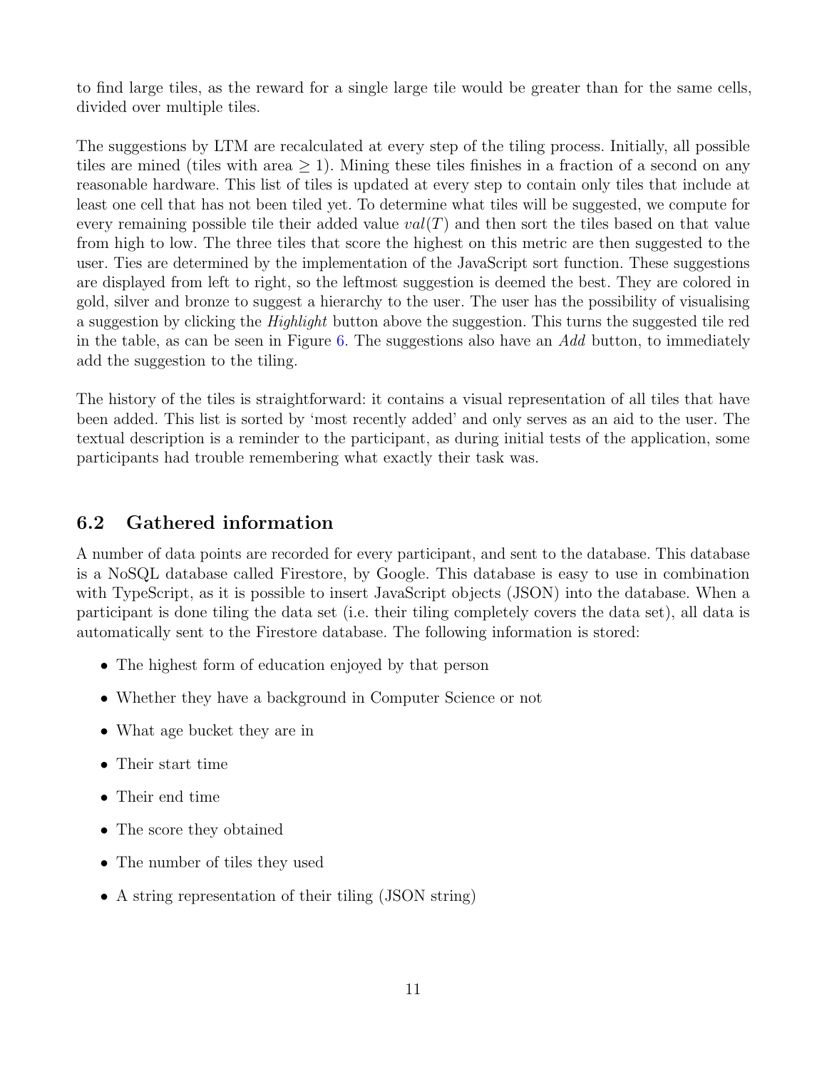to find large tiles, as the reward for a single large tile would be greater than for the same cells, divided over multiple tiles.

The suggestions by LTM are recalculated at every step of the tiling process. Initially, all possible tiles are mined (tiles with area $\geq 1$). Mining these tiles finishes in a fraction of a second on any reasonable hardware. This list of tiles is updated at every step to contain only tiles that include at least one cell that has not been tiled yet. To determine what tiles will be suggested, we compute for every remaining possible tile their added value $val(T)$ and then sort the tiles based on that value from high to low. The three tiles that score the highest on this metric are then suggested to the user. Ties are determined by the implementation of the JavaScript sort function. These suggestions are displayed from left to right, so the leftmost suggestion is deemed the best. They are colored in gold, silver and bronze to suggest a hierarchy to the user. The user has the possibility of visualising a suggestion by clicking the *Highlight* button above the suggestion. This turns the suggested tile red in the table, as can be seen in Figure 6. The suggestions also have an *Add* button, to immediately add the suggestion to the tiling.

The history of the tiles is straightforward: it contains a visual representation of all tiles that have been added. This list is sorted by 'most recently added' and only serves as an aid to the user. The textual description is a reminder to the participant, as during initial tests of the application, some participants had trouble remembering what exactly their task was.

## 6.2 Gathered information

A number of data points are recorded for every participant, and sent to the database. This database is a NoSQL database called Firestore, by Google. This database is easy to use in combination with TypeScript, as it is possible to insert JavaScript objects (JSON) into the database. When a participant is done tiling the data set (i.e. their tiling completely covers the data set), all data is automatically sent to the Firestore database. The following information is stored:

- The highest form of education enjoyed by that person
- Whether they have a background in Computer Science or not
- What age bucket they are in
- Their start time
- Their end time
- The score they obtained
- The number of tiles they used
- A string representation of their tiling (JSON string)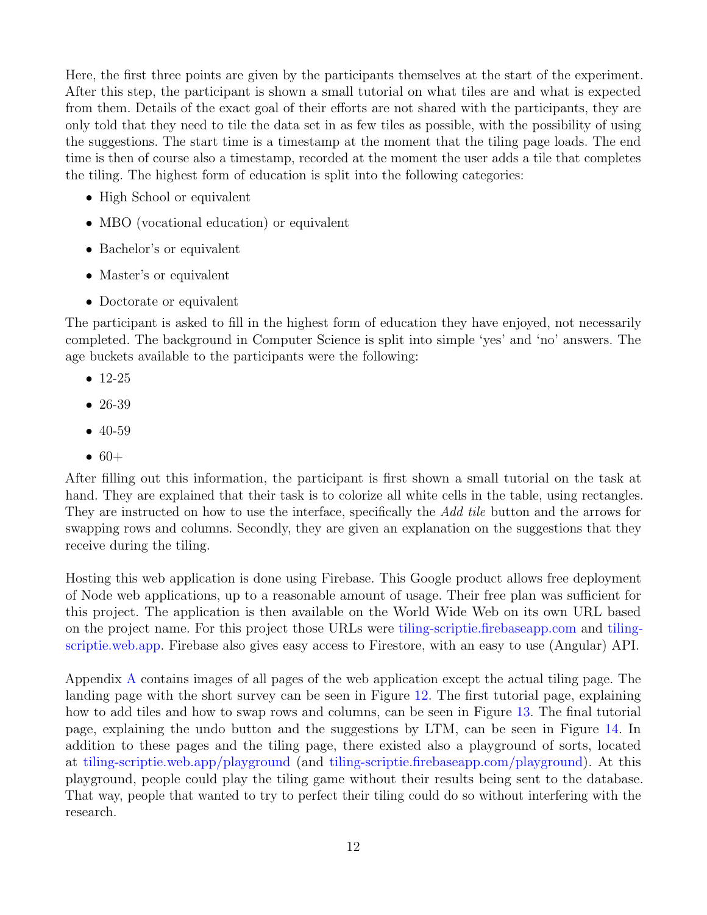Here, the first three points are given by the participants themselves at the start of the experiment. After this step, the participant is shown a small tutorial on what tiles are and what is expected from them. Details of the exact goal of their efforts are not shared with the participants, they are only told that they need to tile the data set in as few tiles as possible, with the possibility of using the suggestions. The start time is a timestamp at the moment that the tiling page loads. The end time is then of course also a timestamp, recorded at the moment the user adds a tile that completes the tiling. The highest form of education is split into the following categories:

- High School or equivalent
- MBO (vocational education) or equivalent
- Bachelor's or equivalent
- Master's or equivalent
- Doctorate or equivalent

The participant is asked to fill in the highest form of education they have enjoyed, not necessarily completed. The background in Computer Science is split into simple 'yes' and 'no' answers. The age buckets available to the participants were the following:

- 12-25
- 26-39
- 40-59
- 60+

After filling out this information, the participant is first shown a small tutorial on the task at hand. They are explained that their task is to colorize all white cells in the table, using rectangles. They are instructed on how to use the interface, specifically the *Add tile* button and the arrows for swapping rows and columns. Secondly, they are given an explanation on the suggestions that they receive during the tiling.

Hosting this web application is done using Firebase. This Google product allows free deployment of Node web applications, up to a reasonable amount of usage. Their free plan was sufficient for this project. The application is then available on the World Wide Web on its own URL based on the project name. For this project those URLs were tiling-scriptie.firebaseapp.com and tiling-scriptie.web.app. Firebase also gives easy access to Firestore, with an easy to use (Angular) API.

Appendix A contains images of all pages of the web application except the actual tiling page. The landing page with the short survey can be seen in Figure 12. The first tutorial page, explaining how to add tiles and how to swap rows and columns, can be seen in Figure 13. The final tutorial page, explaining the undo button and the suggestions by LTM, can be seen in Figure 14. In addition to these pages and the tiling page, there existed also a playground of sorts, located at tiling-scriptie.web.app/playground (and tiling-scriptie.firebaseapp.com/playground). At this playground, people could play the tiling game without their results being sent to the database. That way, people that wanted to try to perfect their tiling could do so without interfering with the research.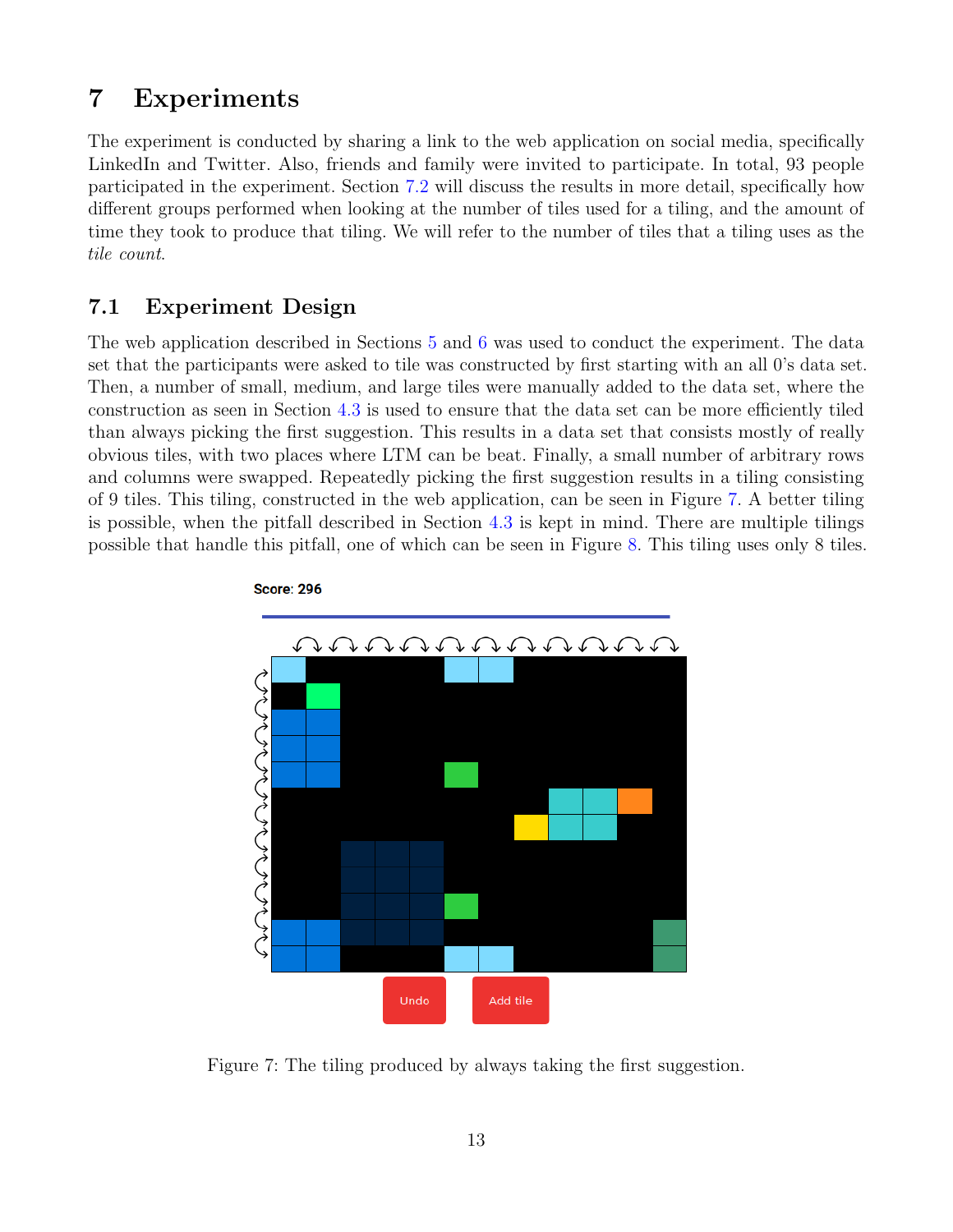# 7 Experiments

The experiment is conducted by sharing a link to the web application on social media, specifically LinkedIn and Twitter. Also, friends and family were invited to participate. In total, 93 people participated in the experiment. Section 7.2 will discuss the results in more detail, specifically how different groups performed when looking at the number of tiles used for a tiling, and the amount of time they took to produce that tiling. We will refer to the number of tiles that a tiling uses as the *tile count*.

## 7.1 Experiment Design

The web application described in Sections 5 and 6 was used to conduct the experiment. The data set that the participants were asked to tile was constructed by first starting with an all 0's data set. Then, a number of small, medium, and large tiles were manually added to the data set, where the construction as seen in Section 4.3 is used to ensure that the data set can be more efficiently tiled than always picking the first suggestion. This results in a data set that consists mostly of really obvious tiles, with two places where LTM can be beat. Finally, a small number of arbitrary rows and columns were swapped. Repeatedly picking the first suggestion results in a tiling consisting of 9 tiles. This tiling, constructed in the web application, can be seen in Figure 7. A better tiling is possible, when the pitfall described in Section 4.3 is kept in mind. There are multiple tilings possible that handle this pitfall, one of which can be seen in Figure 8. This tiling uses only 8 tiles.

Figure 7: The tiling produced by always taking the first suggestion.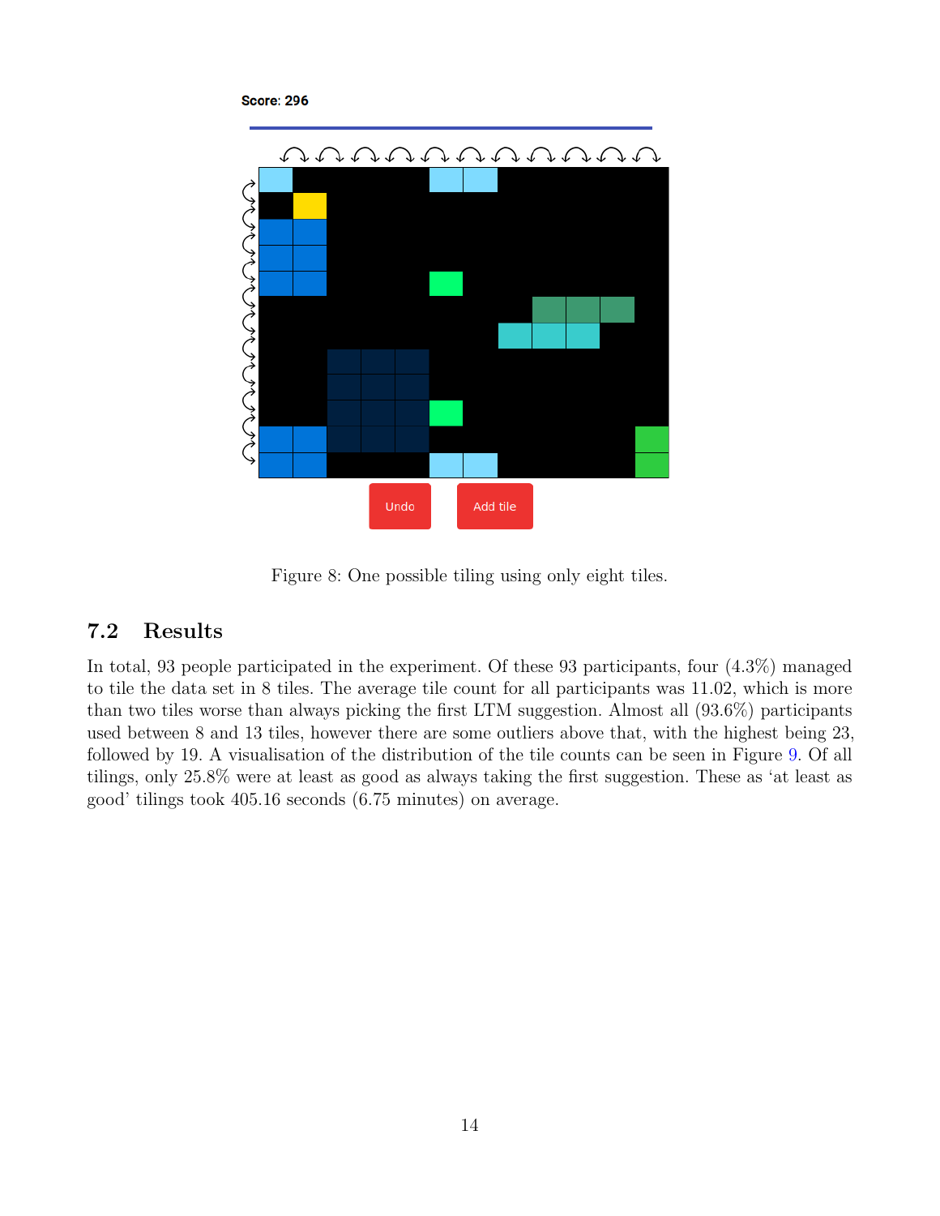Score: 296

Undo Add tile

Figure 8: One possible tiling using only eight tiles.

## 7.2 Results

In total, 93 people participated in the experiment. Of these 93 participants, four (4.3%) managed to tile the data set in 8 tiles. The average tile count for all participants was 11.02, which is more than two tiles worse than always picking the first LTM suggestion. Almost all (93.6%) participants used between 8 and 13 tiles, however there are some outliers above that, with the highest being 23, followed by 19. A visualisation of the distribution of the tile counts can be seen in Figure 9. Of all tilings, only 25.8% were at least as good as always taking the first suggestion. These as 'at least as good' tilings took 405.16 seconds (6.75 minutes) on average.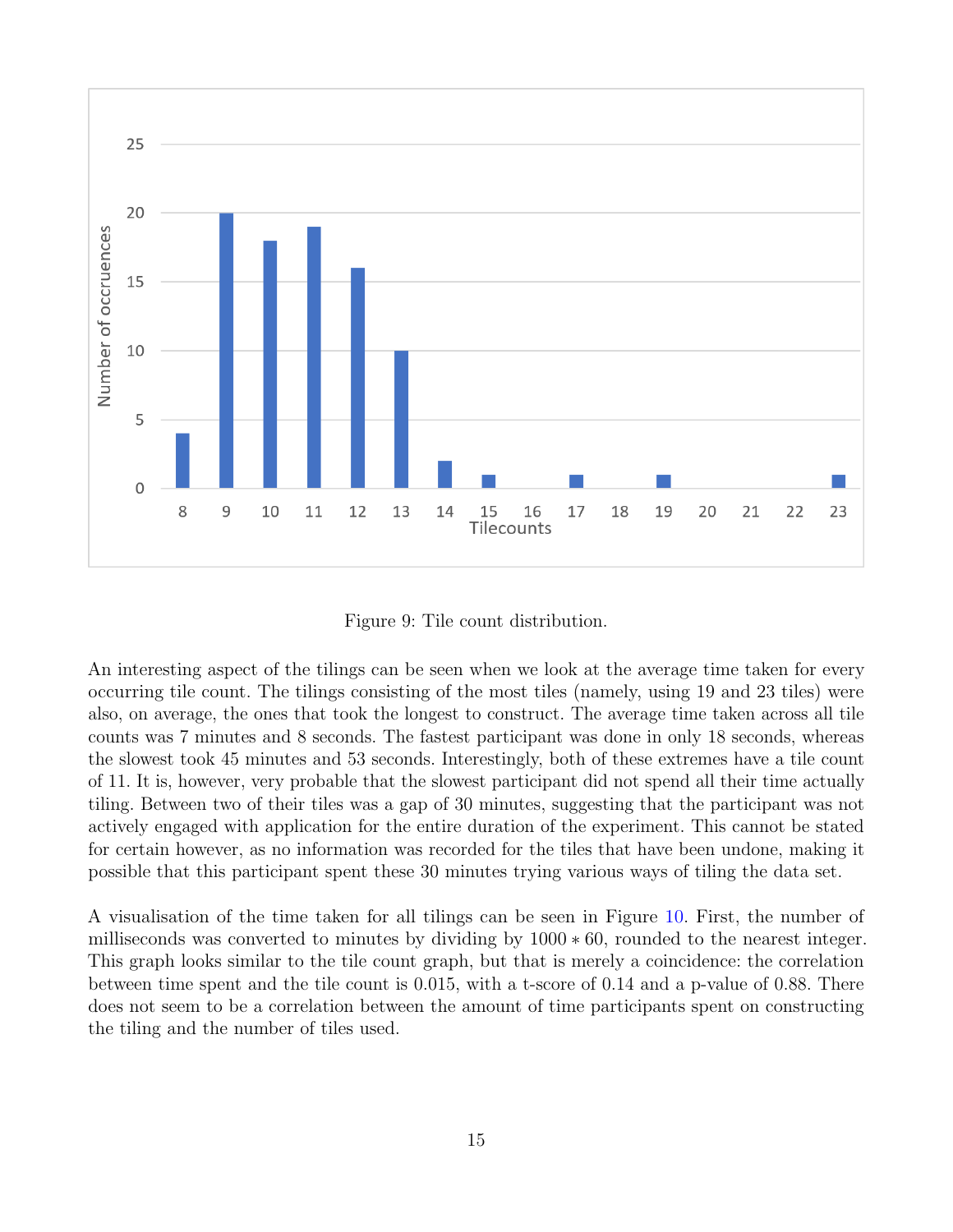Figure 9: Tile count distribution.

An interesting aspect of the tilings can be seen when we look at the average time taken for every occurring tile count. The tilings consisting of the most tiles (namely, using 19 and 23 tiles) were also, on average, the ones that took the longest to construct. The average time taken across all tile counts was 7 minutes and 8 seconds. The fastest participant was done in only 18 seconds, whereas the slowest took 45 minutes and 53 seconds. Interestingly, both of these extremes have a tile count of 11. It is, however, very probable that the slowest participant did not spend all their time actually tiling. Between two of their tiles was a gap of 30 minutes, suggesting that the participant was not actively engaged with application for the entire duration of the experiment. This cannot be stated for certain however, as no information was recorded for the tiles that have been undone, making it possible that this participant spent these 30 minutes trying various ways of tiling the data set.

A visualisation of the time taken for all tilings can be seen in Figure 10. First, the number of milliseconds was converted to minutes by dividing by $1000 * 60$, rounded to the nearest integer. This graph looks similar to the tile count graph, but that is merely a coincidence: the correlation between time spent and the tile count is 0.015, with a t-score of 0.14 and a p-value of 0.88. There does not seem to be a correlation between the amount of time participants spent on constructing the tiling and the number of tiles used.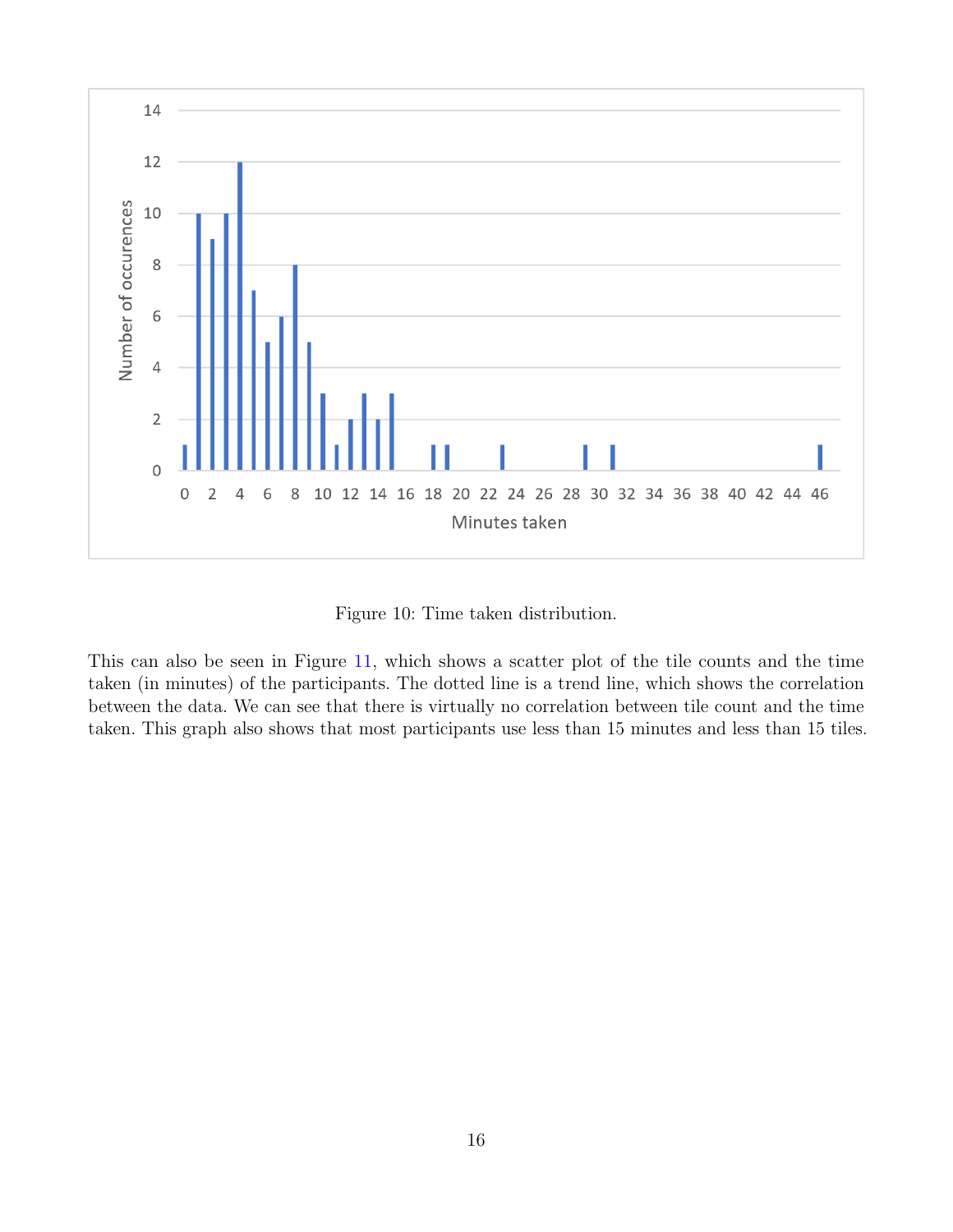Figure 10: Time taken distribution.

This can also be seen in Figure 11, which shows a scatter plot of the tile counts and the time taken (in minutes) of the participants. The dotted line is a trend line, which shows the correlation between the data. We can see that there is virtually no correlation between tile count and the time taken. This graph also shows that most participants use less than 15 minutes and less than 15 tiles.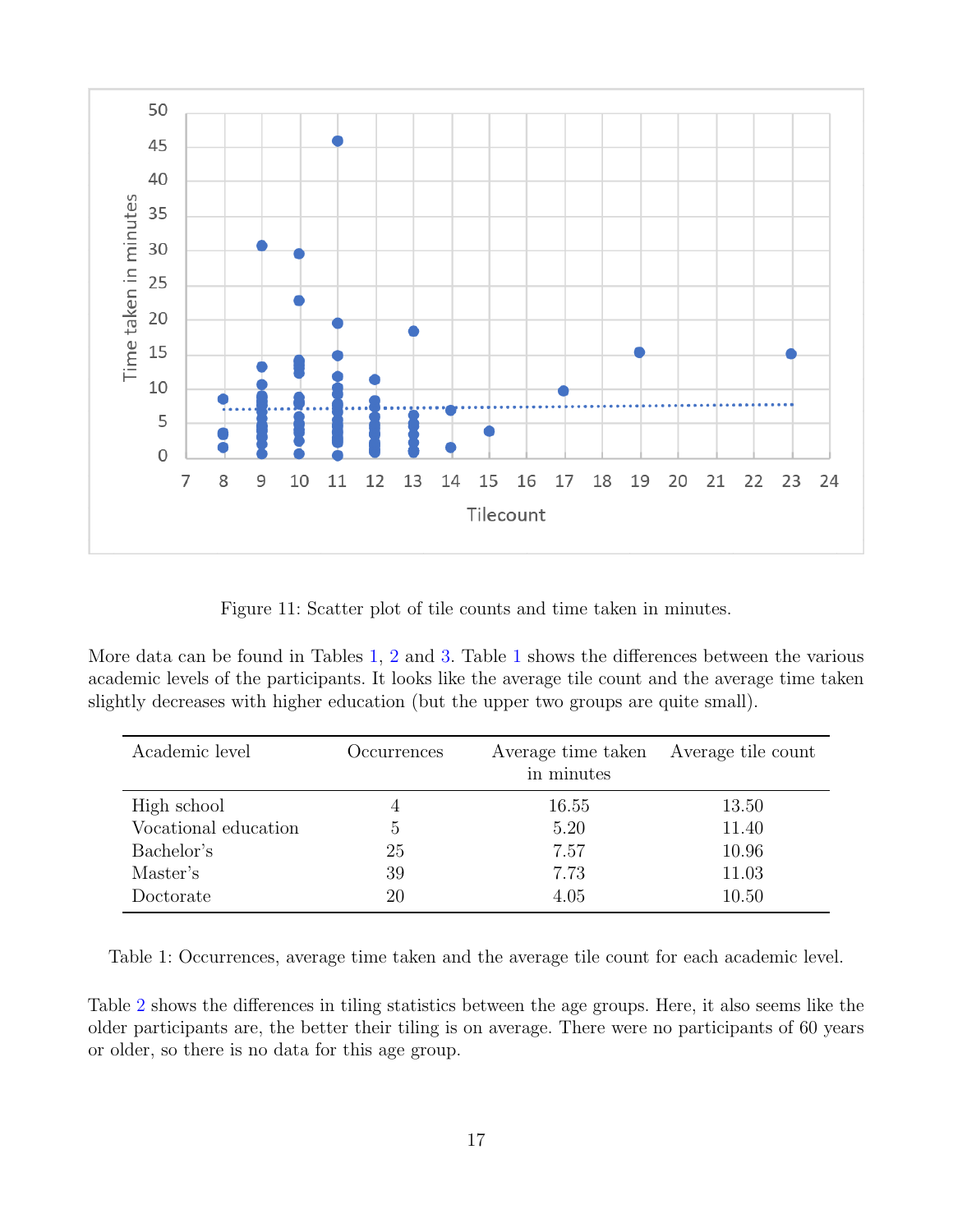Figure 11: Scatter plot of tile counts and time taken in minutes.

More data can be found in Tables 1, 2 and 3. Table 1 shows the differences between the various academic levels of the participants. It looks like the average tile count and the average time taken slightly decreases with higher education (but the upper two groups are quite small).

| Academic level | Occurrences | Average time taken in minutes | Average tile count |
|---|---|---|---|
| High school | 4 | 16.55 | 13.50 |
| Vocational education | 5 | 5.20 | 11.40 |
| Bachelor's | 25 | 7.57 | 10.96 |
| Master's | 39 | 7.73 | 11.03 |
| Doctorate | 20 | 4.05 | 10.50 |

Table 1: Occurrences, average time taken and the average tile count for each academic level.

Table 2 shows the differences in tiling statistics between the age groups. Here, it also seems like the older participants are, the better their tiling is on average. There were no participants of 60 years or older, so there is no data for this age group.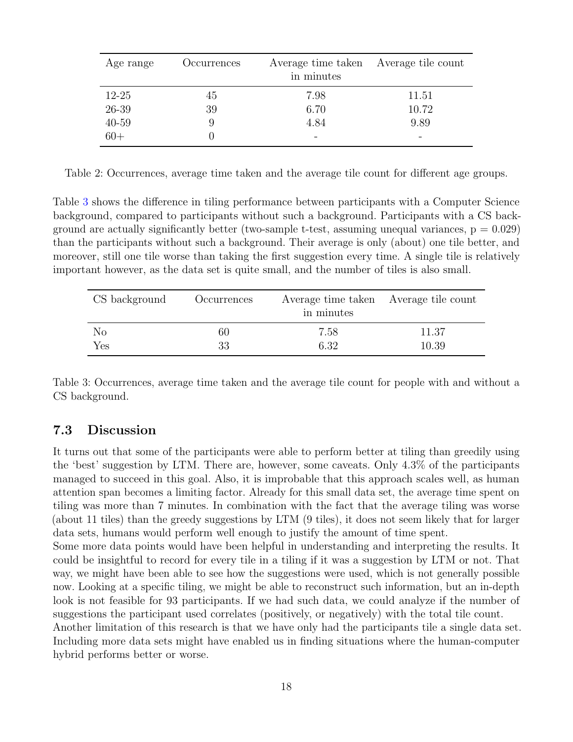| Age range | Occurrences | Average time taken in minutes | Average tile count |
|---|---|---|---|
| 12-25 | 45 | 7.98 | 11.51 |
| 26-39 | 39 | 6.70 | 10.72 |
| 40-59 | 9 | 4.84 | 9.89 |
| 60+ | 0 | - | - |

Table 2: Occurrences, average time taken and the average tile count for different age groups.

Table 3 shows the difference in tiling performance between participants with a Computer Science background, compared to participants without such a background. Participants with a CS background are actually significantly better (two-sample t-test, assuming unequal variances, $p = 0.029$) than the participants without such a background. Their average is only (about) one tile better, and moreover, still one tile worse than taking the first suggestion every time. A single tile is relatively important however, as the data set is quite small, and the number of tiles is also small.

| CS background | Occurrences | Average time taken in minutes | Average tile count |
|---|---|---|---|
| No | 60 | 7.58 | 11.37 |
| Yes | 33 | 6.32 | 10.39 |

Table 3: Occurrences, average time taken and the average tile count for people with and without a CS background.

### 7.3 Discussion

It turns out that some of the participants were able to perform better at tiling than greedily using the 'best' suggestion by LTM. There are, however, some caveats. Only 4.3% of the participants managed to succeed in this goal. Also, it is improbable that this approach scales well, as human attention span becomes a limiting factor. Already for this small data set, the average time spent on tiling was more than 7 minutes. In combination with the fact that the average tiling was worse (about 11 tiles) than the greedy suggestions by LTM (9 tiles), it does not seem likely that for larger data sets, humans would perform well enough to justify the amount of time spent.
Some more data points would have been helpful in understanding and interpreting the results. It could be insightful to record for every tile in a tiling if it was a suggestion by LTM or not. That way, we might have been able to see how the suggestions were used, which is not generally possible now. Looking at a specific tiling, we might be able to reconstruct such information, but an in-depth look is not feasible for 93 participants. If we had such data, we could analyze if the number of suggestions the participant used correlates (positively, or negatively) with the total tile count.
Another limitation of this research is that we have only had the participants tile a single data set. Including more data sets might have enabled us in finding situations where the human-computer hybrid performs better or worse.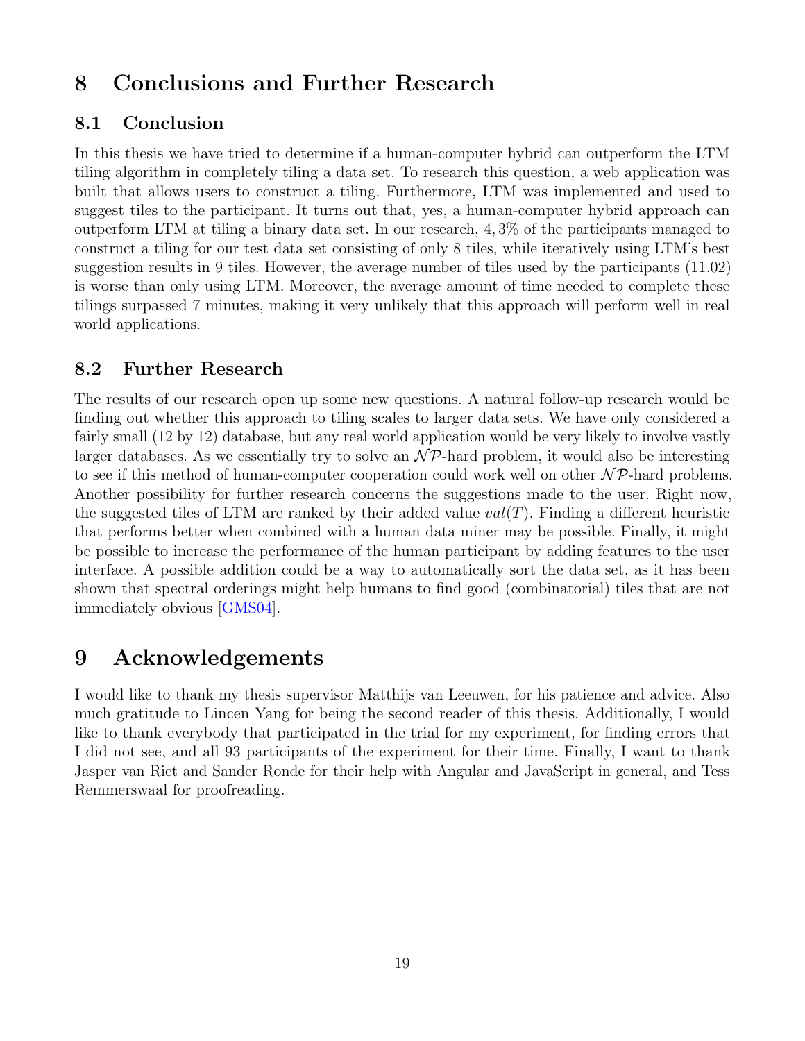# 8 Conclusions and Further Research

## 8.1 Conclusion

In this thesis we have tried to determine if a human-computer hybrid can outperform the LTM tiling algorithm in completely tiling a data set. To research this question, a web application was built that allows users to construct a tiling. Furthermore, LTM was implemented and used to suggest tiles to the participant. It turns out that, yes, a human-computer hybrid approach can outperform LTM at tiling a binary data set. In our research, $4,3\%$ of the participants managed to construct a tiling for our test data set consisting of only 8 tiles, while iteratively using LTM's best suggestion results in 9 tiles. However, the average number of tiles used by the participants (11.02) is worse than only using LTM. Moreover, the average amount of time needed to complete these tilings surpassed 7 minutes, making it very unlikely that this approach will perform well in real world applications.

## 8.2 Further Research

The results of our research open up some new questions. A natural follow-up research would be finding out whether this approach to tiling scales to larger data sets. We have only considered a fairly small (12 by 12) database, but any real world application would be very likely to involve vastly larger databases. As we essentially try to solve an $\mathcal{NP}$-hard problem, it would also be interesting to see if this method of human-computer cooperation could work well on other $\mathcal{NP}$-hard problems. Another possibility for further research concerns the suggestions made to the user. Right now, the suggested tiles of LTM are ranked by their added value $val(T)$. Finding a different heuristic that performs better when combined with a human data miner may be possible. Finally, it might be possible to increase the performance of the human participant by adding features to the user interface. A possible addition could be a way to automatically sort the data set, as it has been shown that spectral orderings might help humans to find good (combinatorial) tiles that are not immediately obvious [GMS04].

# 9 Acknowledgements

I would like to thank my thesis supervisor Matthijs van Leeuwen, for his patience and advice. Also much gratitude to Lincen Yang for being the second reader of this thesis. Additionally, I would like to thank everybody that participated in the trial for my experiment, for finding errors that I did not see, and all 93 participants of the experiment for their time. Finally, I want to thank Jasper van Riet and Sander Ronde for their help with Angular and JavaScript in general, and Tess Remmerswaal for proofreading.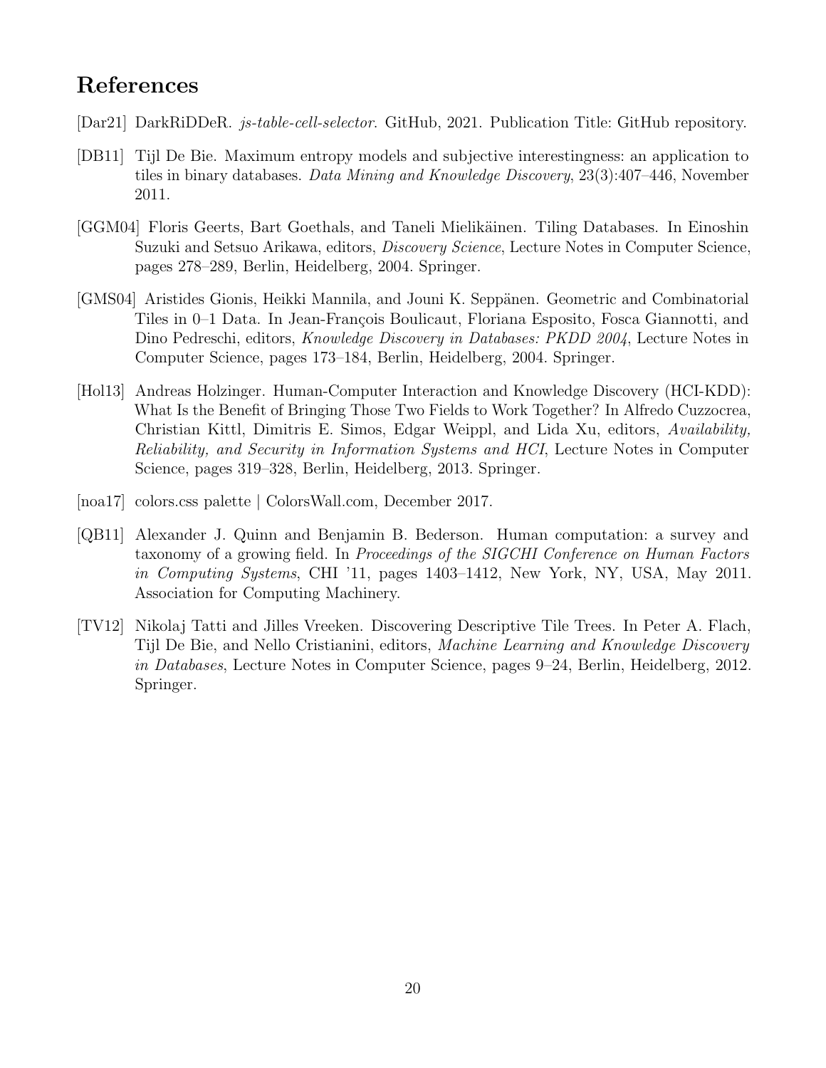# References

[Dar21] DarkRiDDeR. *js-table-cell-selector*. GitHub, 2021. Publication Title: GitHub repository.

[DB11] Tijl De Bie. Maximum entropy models and subjective interestingness: an application to tiles in binary databases. *Data Mining and Knowledge Discovery*, 23(3):407–446, November 2011.

[GGM04] Floris Geerts, Bart Goethals, and Taneli Mielikäinen. Tiling Databases. In Einoshin Suzuki and Setsuo Arikawa, editors, *Discovery Science*, Lecture Notes in Computer Science, pages 278–289, Berlin, Heidelberg, 2004. Springer.

[GMS04] Aristides Gionis, Heikki Mannila, and Jouni K. Seppänen. Geometric and Combinatorial Tiles in 0–1 Data. In Jean-François Boulicaut, Floriana Esposito, Fosca Giannotti, and Dino Pedreschi, editors, *Knowledge Discovery in Databases: PKDD 2004*, Lecture Notes in Computer Science, pages 173–184, Berlin, Heidelberg, 2004. Springer.

[Hol13] Andreas Holzinger. Human-Computer Interaction and Knowledge Discovery (HCI-KDD): What Is the Benefit of Bringing Those Two Fields to Work Together? In Alfredo Cuzzocrea, Christian Kittl, Dimitris E. Simos, Edgar Weippl, and Lida Xu, editors, *Availability, Reliability, and Security in Information Systems and HCI*, Lecture Notes in Computer Science, pages 319–328, Berlin, Heidelberg, 2013. Springer.

[noa17] colors.css palette | ColorsWall.com, December 2017.

[QB11] Alexander J. Quinn and Benjamin B. Bederson. Human computation: a survey and taxonomy of a growing field. In *Proceedings of the SIGCHI Conference on Human Factors in Computing Systems*, CHI '11, pages 1403–1412, New York, NY, USA, May 2011. Association for Computing Machinery.

[TV12] Nikolaj Tatti and Jilles Vreeken. Discovering Descriptive Tile Trees. In Peter A. Flach, Tijl De Bie, and Nello Cristianini, editors, *Machine Learning and Knowledge Discovery in Databases*, Lecture Notes in Computer Science, pages 9–24, Berlin, Heidelberg, 2012. Springer.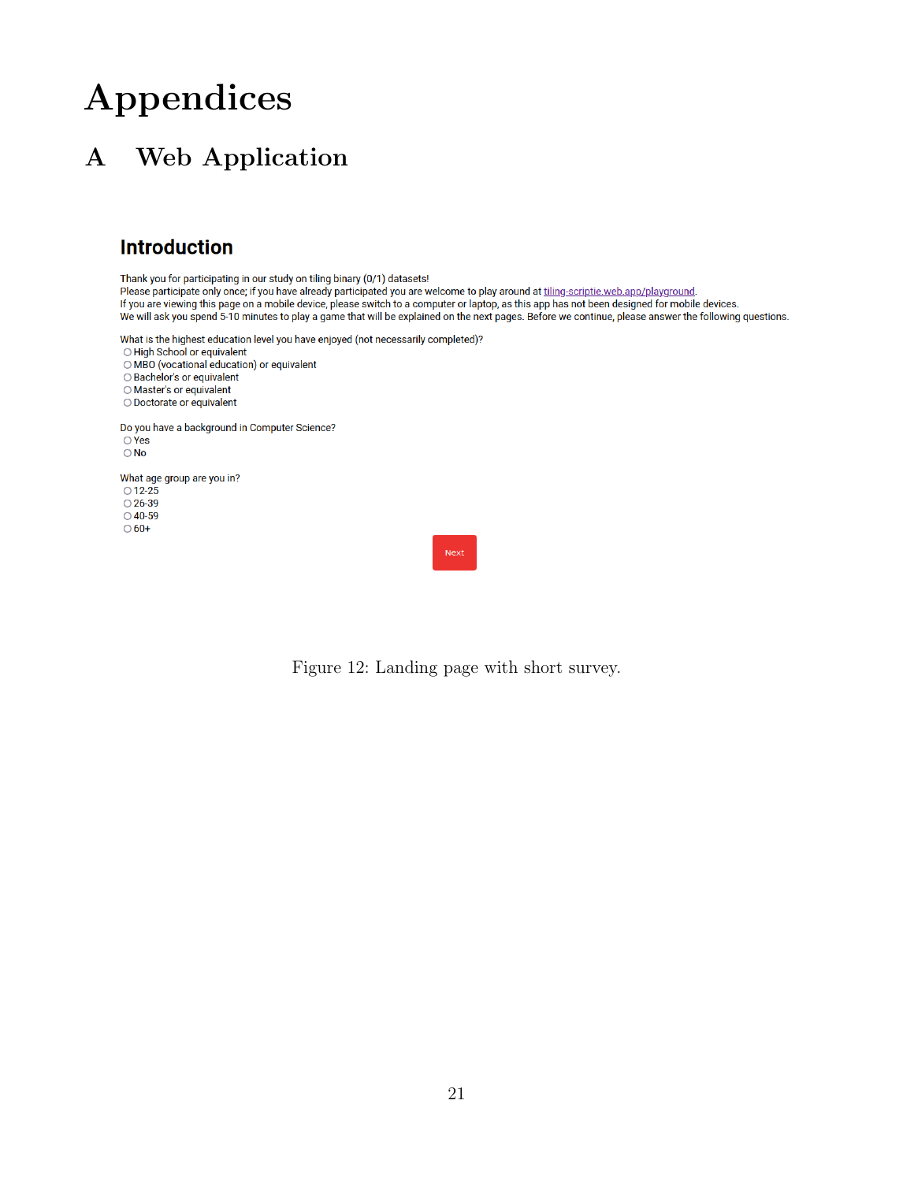# Appendices

## A Web Application

### Introduction

Thank you for participating in our study on tiling binary (0/1) datasets!
Please participate only once; if you have already participated you are welcome to play around at tiling-scriptie.web.app/playground.
If you are viewing this page on a mobile device, please switch to a computer or laptop, as this app has not been designed for mobile devices.
We will ask you spend 5-10 minutes to play a game that will be explained on the next pages. Before we continue, please answer the following questions.

What is the highest education level you have enjoyed (not necessarily completed)?

- High School or equivalent
- MBO (vocational education) or equivalent
- Bachelor's or equivalent
- Master's or equivalent
- Doctorate or equivalent

Do you have a background in Computer Science?

- Yes
- No

What age group are you in?

- 12-25
- 26-39
- 40-59
- 60+

Next

Figure 12: Landing page with short survey.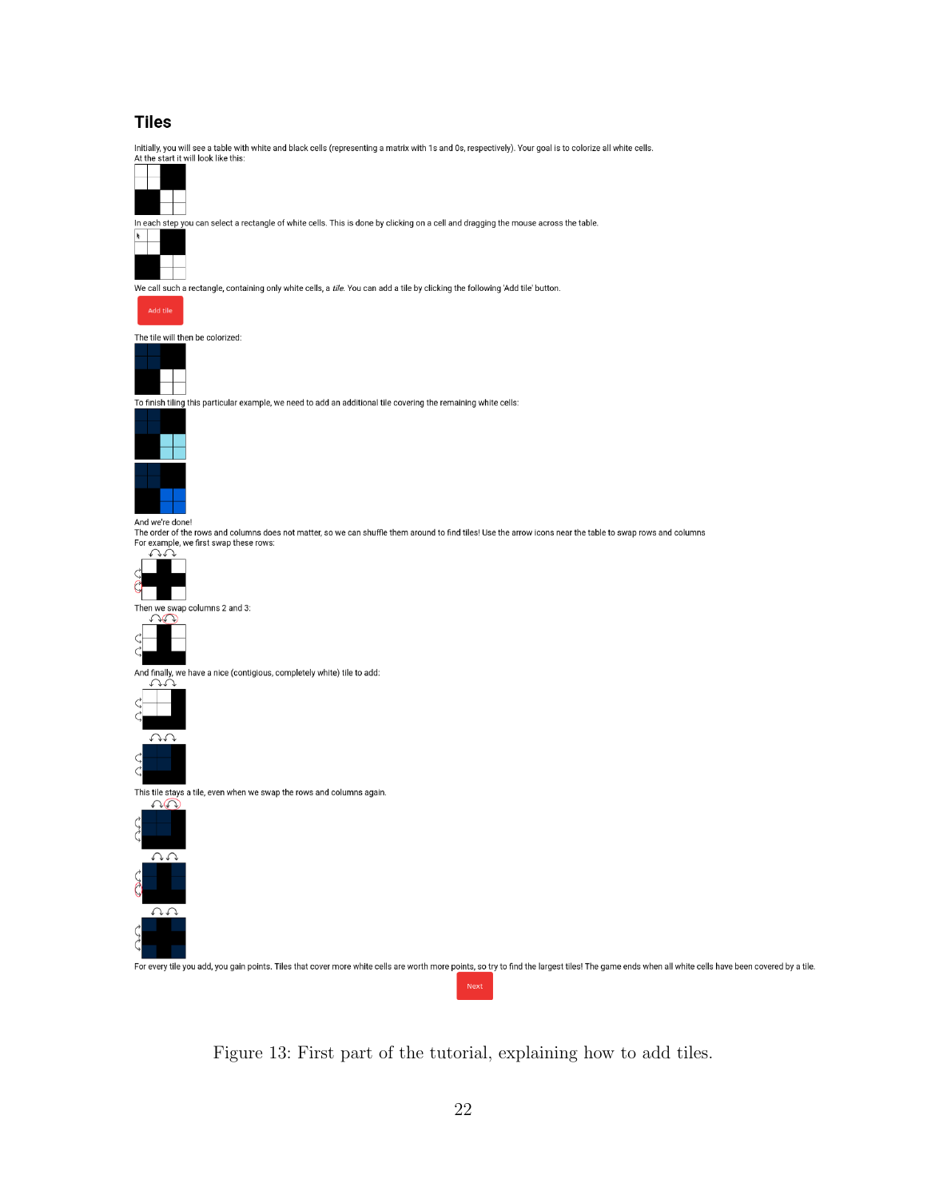# Tiles

Initially, you will see a table with white and black cells (representing a matrix with 1s and 0s, respectively). Your goal is to colorize all white cells.
At the start it will look like this:

In each step you can select a rectangle of white cells. This is done by clicking on a cell and dragging the mouse across the table.

We call such a rectangle, containing only white cells, a *tile*. You can add a tile by clicking the following 'Add tile' button.

Add tile

The tile will then be colorized:

To finish tiling this particular example, we need to add an additional tile covering the remaining white cells:

And we're done!
The order of the rows and columns does not matter, so we can shuffle them around to find tiles! Use the arrow icons near the table to swap rows and columns
For example, we first swap these rows:

Then we swap columns 2 and 3:

And finally, we have a nice (contiguous, completely white) tile to add:

This tile stays a tile, even when we swap the rows and columns again.

For every tile you add, you gain points. Tiles that cover more white cells are worth more points, so try to find the largest tiles! The game ends when all white cells have been covered by a tile.

Next

Figure 13: First part of the tutorial, explaining how to add tiles.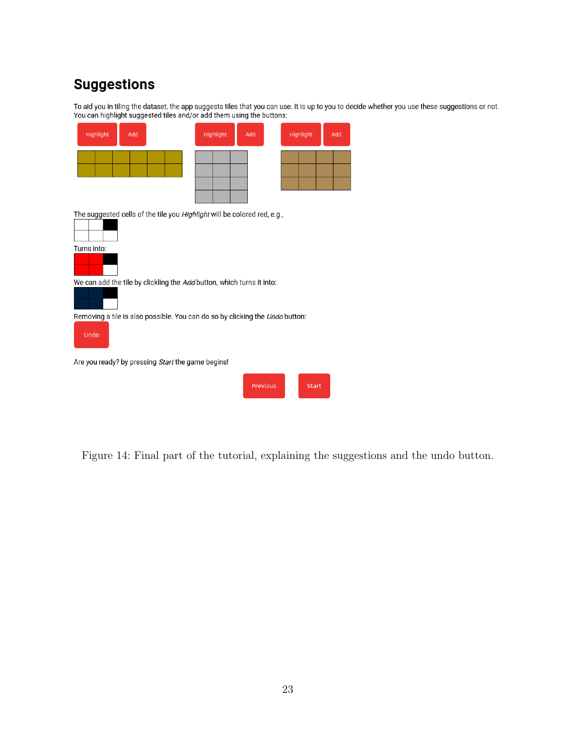# Suggestions

To aid you in tiling the dataset, the app suggests tiles that you can use. It is up to you to decide whether you use these suggestions or not. You can highlight suggested tiles and/or add them using the buttons:

Highlight Add

Highlight Add

Highlight Add

The suggested cells of the tile you *Highlight* will be colored red, e.g.,

Turns into:

We can add the tile by clickling the *Add* button, which turns it into:

Removing a tile is also possible. You can do so by clicking the *Undo* button:

Undo

Are you ready? by pressing *Start* the game begins!

Previous Start

Figure 14: Final part of the tutorial, explaining the suggestions and the undo button.